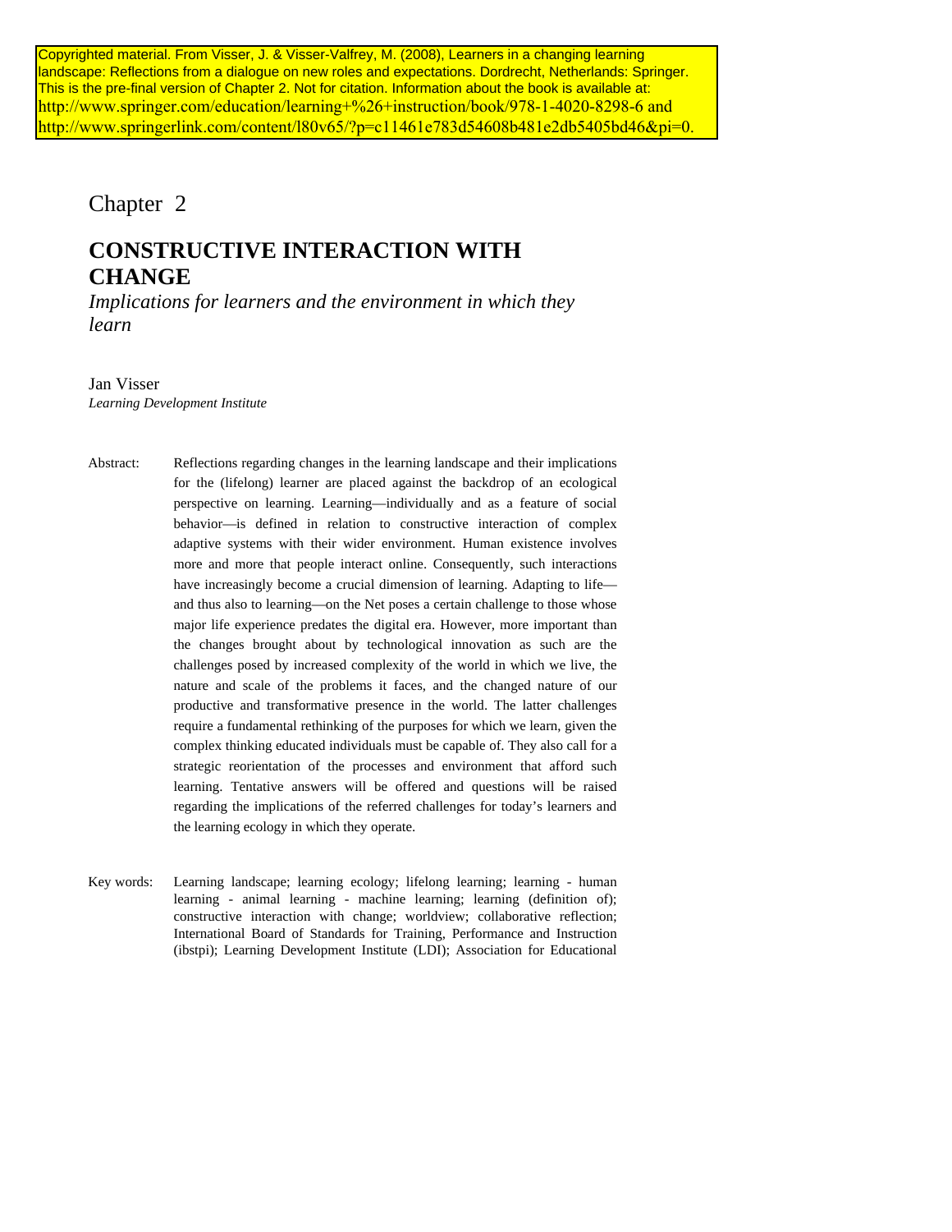Copyrighted material. From Visser, J. & Visser-Valfrey, M. (2008), Learners in a changing learning landscape: Reflections from a dialogue on new roles and expectations. Dordrecht, Netherlands: Springer. This is the pre-final version of Chapter 2. Not for citation. Information about the book is available at: http://www.springer.com/education/learning+%26+instruction/book/978-1-4020-8298-6 and http://www.springerlink.com/content/l80v65/?p=c11461e783d54608b481e2db5405bd46&pi=0.

Chapter 2

# CONSTRUCTIVE INTERACTION WITH CHANGE

*Implications for learners and the environment in which they learn*

Jan Visser
*Learning Development Institute*

Abstract: Reflections regarding changes in the learning landscape and their implications for the (lifelong) learner are placed against the backdrop of an ecological perspective on learning. Learning—individually and as a feature of social behavior—is defined in relation to constructive interaction of complex adaptive systems with their wider environment. Human existence involves more and more that people interact online. Consequently, such interactions have increasingly become a crucial dimension of learning. Adapting to life—and thus also to learning—on the Net poses a certain challenge to those whose major life experience predates the digital era. However, more important than the changes brought about by technological innovation as such are the challenges posed by increased complexity of the world in which we live, the nature and scale of the problems it faces, and the changed nature of our productive and transformative presence in the world. The latter challenges require a fundamental rethinking of the purposes for which we learn, given the complex thinking educated individuals must be capable of. They also call for a strategic reorientation of the processes and environment that afford such learning. Tentative answers will be offered and questions will be raised regarding the implications of the referred challenges for today's learners and the learning ecology in which they operate.

Key words: Learning landscape; learning ecology; lifelong learning; learning - human learning - animal learning - machine learning; learning (definition of); constructive interaction with change; worldview; collaborative reflection; International Board of Standards for Training, Performance and Instruction (ibstpi); Learning Development Institute (LDI); Association for Educational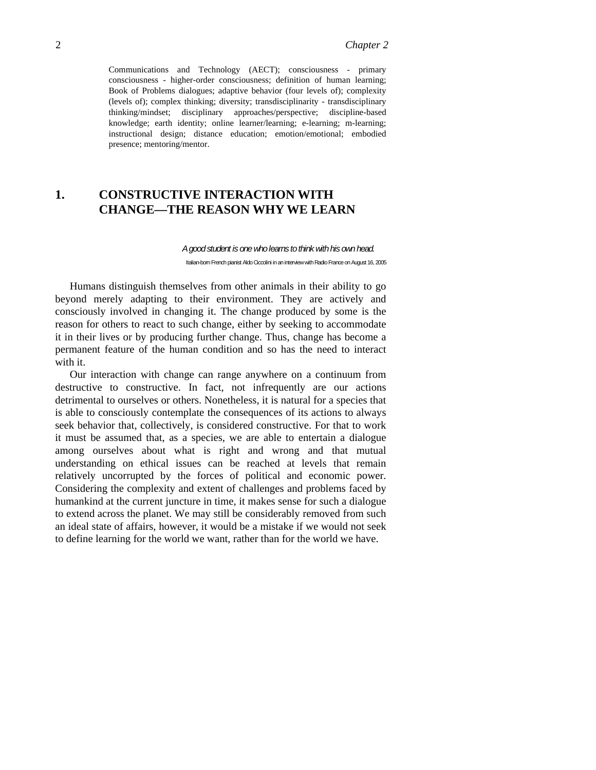Communications and Technology (AECT); consciousness - primary consciousness - higher-order consciousness; definition of human learning; Book of Problems dialogues; adaptive behavior (four levels of); complexity (levels of); complex thinking; diversity; transdisciplinarity - transdisciplinary thinking/mindset; disciplinary approaches/perspective; discipline-based knowledge; earth identity; online learner/learning; e-learning; m-learning; instructional design; distance education; emotion/emotional; embodied presence; mentoring/mentor.

## 1. CONSTRUCTIVE INTERACTION WITH CHANGE—THE REASON WHY WE LEARN

*A good student is one who learns to think with his own head.*

Italian-born French pianist Aldo Ciccolini in an interview with Radio France on August 16, 2005

Humans distinguish themselves from other animals in their ability to go beyond merely adapting to their environment. They are actively and consciously involved in changing it. The change produced by some is the reason for others to react to such change, either by seeking to accommodate it in their lives or by producing further change. Thus, change has become a permanent feature of the human condition and so has the need to interact with it.

Our interaction with change can range anywhere on a continuum from destructive to constructive. In fact, not infrequently are our actions detrimental to ourselves or others. Nonetheless, it is natural for a species that is able to consciously contemplate the consequences of its actions to always seek behavior that, collectively, is considered constructive. For that to work it must be assumed that, as a species, we are able to entertain a dialogue among ourselves about what is right and wrong and that mutual understanding on ethical issues can be reached at levels that remain relatively uncorrupted by the forces of political and economic power. Considering the complexity and extent of challenges and problems faced by humankind at the current juncture in time, it makes sense for such a dialogue to extend across the planet. We may still be considerably removed from such an ideal state of affairs, however, it would be a mistake if we would not seek to define learning for the world we want, rather than for the world we have.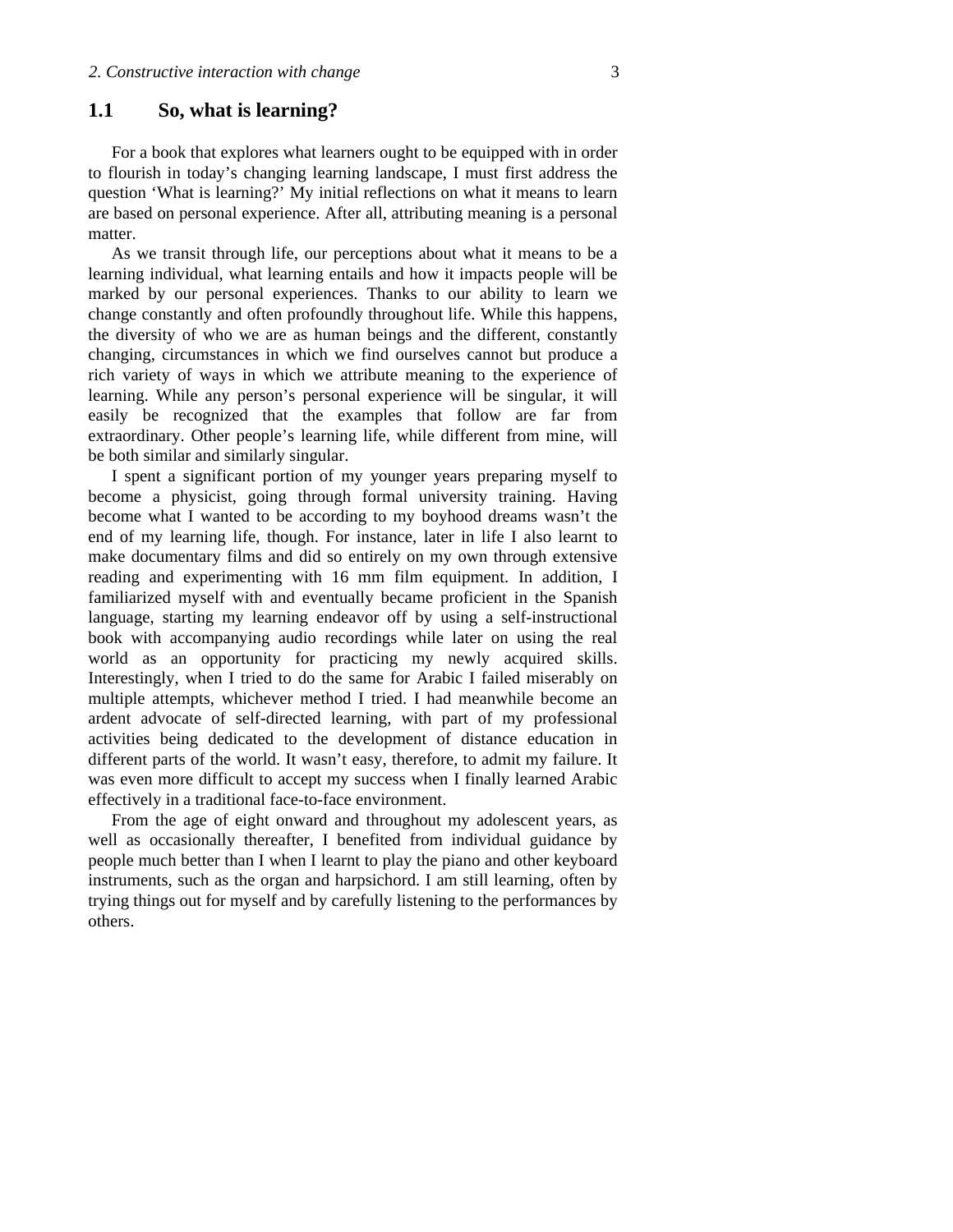## 1.1 So, what is learning?

For a book that explores what learners ought to be equipped with in order to flourish in today's changing learning landscape, I must first address the question 'What is learning?' My initial reflections on what it means to learn are based on personal experience. After all, attributing meaning is a personal matter.

As we transit through life, our perceptions about what it means to be a learning individual, what learning entails and how it impacts people will be marked by our personal experiences. Thanks to our ability to learn we change constantly and often profoundly throughout life. While this happens, the diversity of who we are as human beings and the different, constantly changing, circumstances in which we find ourselves cannot but produce a rich variety of ways in which we attribute meaning to the experience of learning. While any person's personal experience will be singular, it will easily be recognized that the examples that follow are far from extraordinary. Other people's learning life, while different from mine, will be both similar and similarly singular.

I spent a significant portion of my younger years preparing myself to become a physicist, going through formal university training. Having become what I wanted to be according to my boyhood dreams wasn't the end of my learning life, though. For instance, later in life I also learnt to make documentary films and did so entirely on my own through extensive reading and experimenting with 16 mm film equipment. In addition, I familiarized myself with and eventually became proficient in the Spanish language, starting my learning endeavor off by using a self-instructional book with accompanying audio recordings while later on using the real world as an opportunity for practicing my newly acquired skills. Interestingly, when I tried to do the same for Arabic I failed miserably on multiple attempts, whichever method I tried. I had meanwhile become an ardent advocate of self-directed learning, with part of my professional activities being dedicated to the development of distance education in different parts of the world. It wasn't easy, therefore, to admit my failure. It was even more difficult to accept my success when I finally learned Arabic effectively in a traditional face-to-face environment.

From the age of eight onward and throughout my adolescent years, as well as occasionally thereafter, I benefited from individual guidance by people much better than I when I learnt to play the piano and other keyboard instruments, such as the organ and harpsichord. I am still learning, often by trying things out for myself and by carefully listening to the performances by others.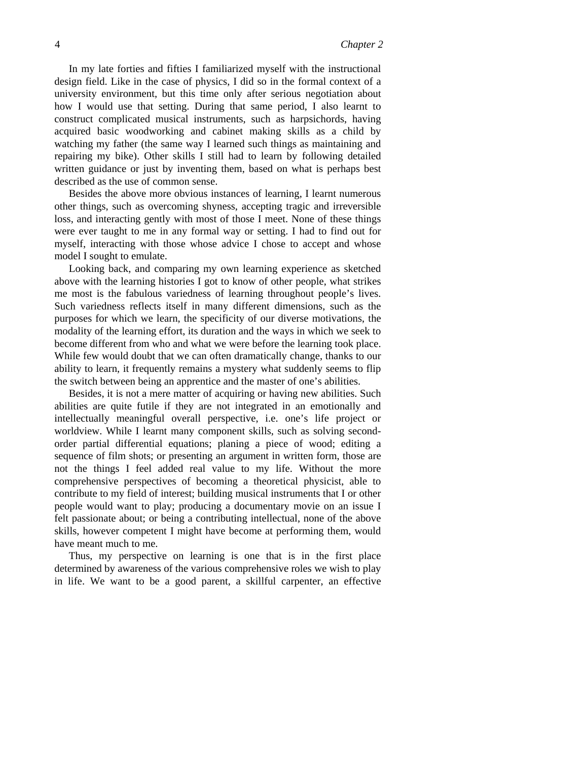In my late forties and fifties I familiarized myself with the instructional design field. Like in the case of physics, I did so in the formal context of a university environment, but this time only after serious negotiation about how I would use that setting. During that same period, I also learnt to construct complicated musical instruments, such as harpsichords, having acquired basic woodworking and cabinet making skills as a child by watching my father (the same way I learned such things as maintaining and repairing my bike). Other skills I still had to learn by following detailed written guidance or just by inventing them, based on what is perhaps best described as the use of common sense.

Besides the above more obvious instances of learning, I learnt numerous other things, such as overcoming shyness, accepting tragic and irreversible loss, and interacting gently with most of those I meet. None of these things were ever taught to me in any formal way or setting. I had to find out for myself, interacting with those whose advice I chose to accept and whose model I sought to emulate.

Looking back, and comparing my own learning experience as sketched above with the learning histories I got to know of other people, what strikes me most is the fabulous variedness of learning throughout people's lives. Such variedness reflects itself in many different dimensions, such as the purposes for which we learn, the specificity of our diverse motivations, the modality of the learning effort, its duration and the ways in which we seek to become different from who and what we were before the learning took place. While few would doubt that we can often dramatically change, thanks to our ability to learn, it frequently remains a mystery what suddenly seems to flip the switch between being an apprentice and the master of one's abilities.

Besides, it is not a mere matter of acquiring or having new abilities. Such abilities are quite futile if they are not integrated in an emotionally and intellectually meaningful overall perspective, i.e. one's life project or worldview. While I learnt many component skills, such as solving second-order partial differential equations; planing a piece of wood; editing a sequence of film shots; or presenting an argument in written form, those are not the things I feel added real value to my life. Without the more comprehensive perspectives of becoming a theoretical physicist, able to contribute to my field of interest; building musical instruments that I or other people would want to play; producing a documentary movie on an issue I felt passionate about; or being a contributing intellectual, none of the above skills, however competent I might have become at performing them, would have meant much to me.

Thus, my perspective on learning is one that is in the first place determined by awareness of the various comprehensive roles we wish to play in life. We want to be a good parent, a skillful carpenter, an effective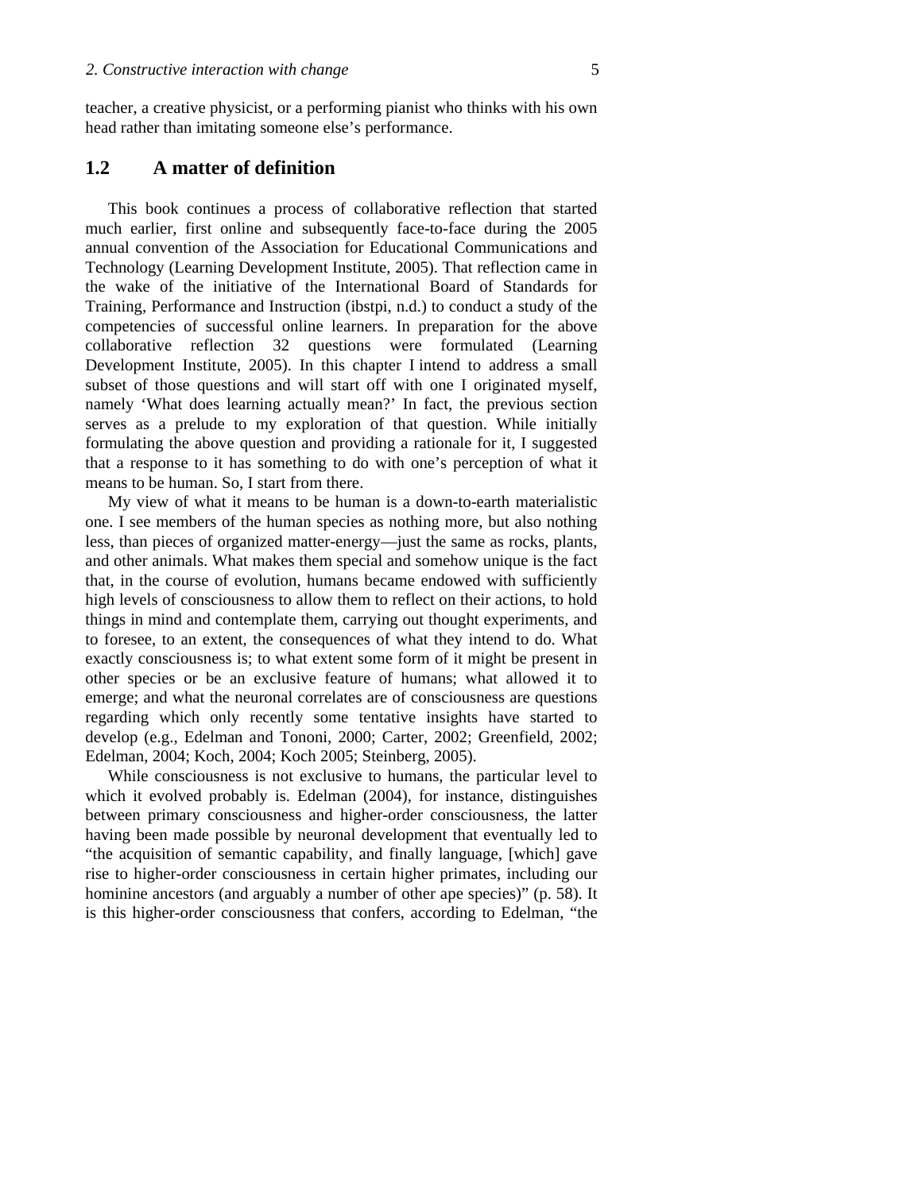teacher, a creative physicist, or a performing pianist who thinks with his own head rather than imitating someone else's performance.

## 1.2 A matter of definition

This book continues a process of collaborative reflection that started much earlier, first online and subsequently face-to-face during the 2005 annual convention of the Association for Educational Communications and Technology (Learning Development Institute, 2005). That reflection came in the wake of the initiative of the International Board of Standards for Training, Performance and Instruction (ibstpi, n.d.) to conduct a study of the competencies of successful online learners. In preparation for the above collaborative reflection 32 questions were formulated (Learning Development Institute, 2005). In this chapter I intend to address a small subset of those questions and will start off with one I originated myself, namely 'What does learning actually mean?' In fact, the previous section serves as a prelude to my exploration of that question. While initially formulating the above question and providing a rationale for it, I suggested that a response to it has something to do with one's perception of what it means to be human. So, I start from there.

My view of what it means to be human is a down-to-earth materialistic one. I see members of the human species as nothing more, but also nothing less, than pieces of organized matter-energy—just the same as rocks, plants, and other animals. What makes them special and somehow unique is the fact that, in the course of evolution, humans became endowed with sufficiently high levels of consciousness to allow them to reflect on their actions, to hold things in mind and contemplate them, carrying out thought experiments, and to foresee, to an extent, the consequences of what they intend to do. What exactly consciousness is; to what extent some form of it might be present in other species or be an exclusive feature of humans; what allowed it to emerge; and what the neuronal correlates are of consciousness are questions regarding which only recently some tentative insights have started to develop (e.g., Edelman and Tononi, 2000; Carter, 2002; Greenfield, 2002; Edelman, 2004; Koch, 2004; Koch 2005; Steinberg, 2005).

While consciousness is not exclusive to humans, the particular level to which it evolved probably is. Edelman (2004), for instance, distinguishes between primary consciousness and higher-order consciousness, the latter having been made possible by neuronal development that eventually led to "the acquisition of semantic capability, and finally language, [which] gave rise to higher-order consciousness in certain higher primates, including our hominine ancestors (and arguably a number of other ape species)" (p. 58). It is this higher-order consciousness that confers, according to Edelman, "the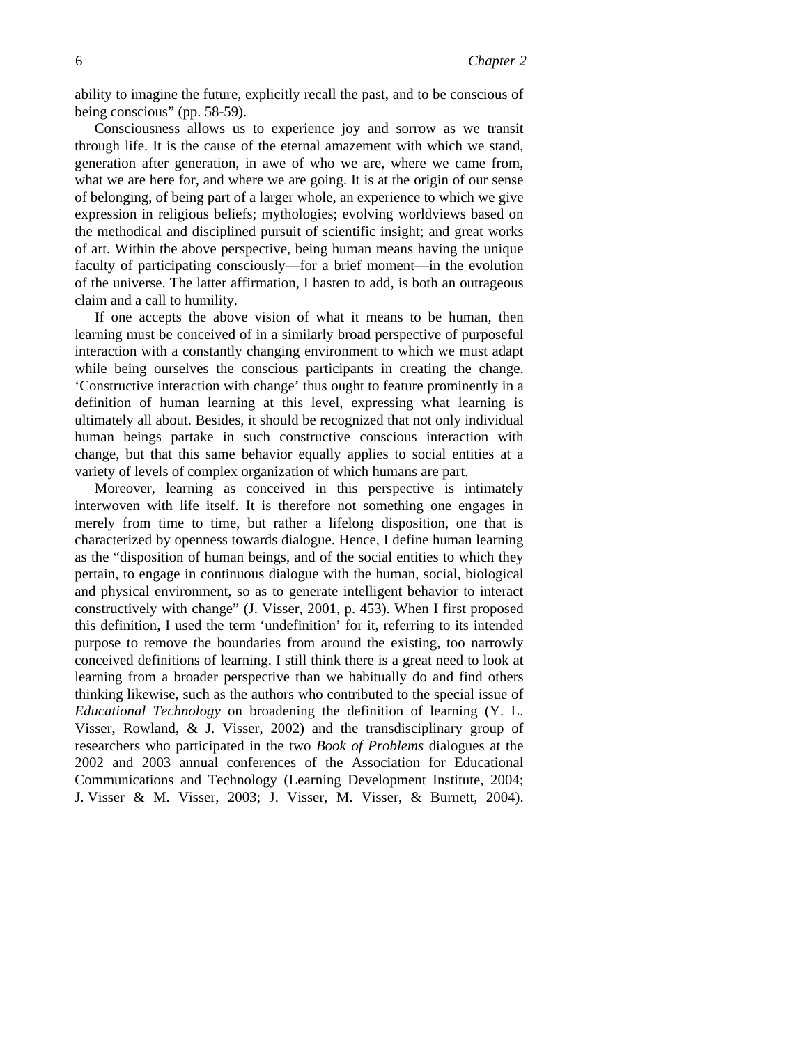ability to imagine the future, explicitly recall the past, and to be conscious of being conscious" (pp. 58-59).

Consciousness allows us to experience joy and sorrow as we transit through life. It is the cause of the eternal amazement with which we stand, generation after generation, in awe of who we are, where we came from, what we are here for, and where we are going. It is at the origin of our sense of belonging, of being part of a larger whole, an experience to which we give expression in religious beliefs; mythologies; evolving worldviews based on the methodical and disciplined pursuit of scientific insight; and great works of art. Within the above perspective, being human means having the unique faculty of participating consciously—for a brief moment—in the evolution of the universe. The latter affirmation, I hasten to add, is both an outrageous claim and a call to humility.

If one accepts the above vision of what it means to be human, then learning must be conceived of in a similarly broad perspective of purposeful interaction with a constantly changing environment to which we must adapt while being ourselves the conscious participants in creating the change. 'Constructive interaction with change' thus ought to feature prominently in a definition of human learning at this level, expressing what learning is ultimately all about. Besides, it should be recognized that not only individual human beings partake in such constructive conscious interaction with change, but that this same behavior equally applies to social entities at a variety of levels of complex organization of which humans are part.

Moreover, learning as conceived in this perspective is intimately interwoven with life itself. It is therefore not something one engages in merely from time to time, but rather a lifelong disposition, one that is characterized by openness towards dialogue. Hence, I define human learning as the "disposition of human beings, and of the social entities to which they pertain, to engage in continuous dialogue with the human, social, biological and physical environment, so as to generate intelligent behavior to interact constructively with change" (J. Visser, 2001, p. 453). When I first proposed this definition, I used the term 'undefinition' for it, referring to its intended purpose to remove the boundaries from around the existing, too narrowly conceived definitions of learning. I still think there is a great need to look at learning from a broader perspective than we habitually do and find others thinking likewise, such as the authors who contributed to the special issue of *Educational Technology* on broadening the definition of learning (Y. L. Visser, Rowland, & J. Visser, 2002) and the transdisciplinary group of researchers who participated in the two *Book of Problems* dialogues at the 2002 and 2003 annual conferences of the Association for Educational Communications and Technology (Learning Development Institute, 2004; J. Visser & M. Visser, 2003; J. Visser, M. Visser, & Burnett, 2004).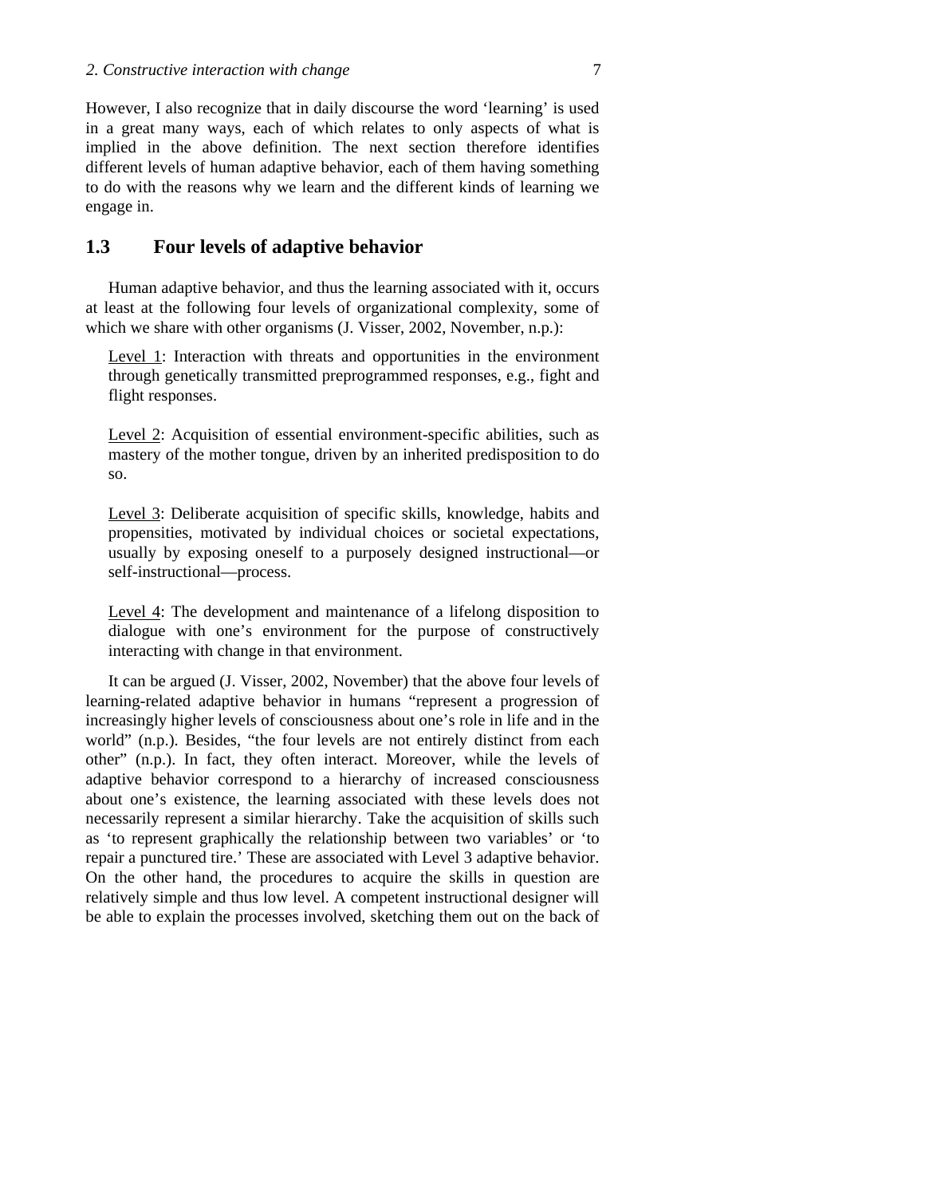However, I also recognize that in daily discourse the word 'learning' is used in a great many ways, each of which relates to only aspects of what is implied in the above definition. The next section therefore identifies different levels of human adaptive behavior, each of them having something to do with the reasons why we learn and the different kinds of learning we engage in.

## 1.3 Four levels of adaptive behavior

Human adaptive behavior, and thus the learning associated with it, occurs at least at the following four levels of organizational complexity, some of which we share with other organisms (J. Visser, 2002, November, n.p.):

> Level 1: Interaction with threats and opportunities in the environment through genetically transmitted preprogrammed responses, e.g., fight and flight responses.
>
> Level 2: Acquisition of essential environment-specific abilities, such as mastery of the mother tongue, driven by an inherited predisposition to do so.
>
> Level 3: Deliberate acquisition of specific skills, knowledge, habits and propensities, motivated by individual choices or societal expectations, usually by exposing oneself to a purposely designed instructional—or self-instructional—process.
>
> Level 4: The development and maintenance of a lifelong disposition to dialogue with one's environment for the purpose of constructively interacting with change in that environment.

It can be argued (J. Visser, 2002, November) that the above four levels of learning-related adaptive behavior in humans "represent a progression of increasingly higher levels of consciousness about one's role in life and in the world" (n.p.). Besides, "the four levels are not entirely distinct from each other" (n.p.). In fact, they often interact. Moreover, while the levels of adaptive behavior correspond to a hierarchy of increased consciousness about one's existence, the learning associated with these levels does not necessarily represent a similar hierarchy. Take the acquisition of skills such as 'to represent graphically the relationship between two variables' or 'to repair a punctured tire.' These are associated with Level 3 adaptive behavior. On the other hand, the procedures to acquire the skills in question are relatively simple and thus low level. A competent instructional designer will be able to explain the processes involved, sketching them out on the back of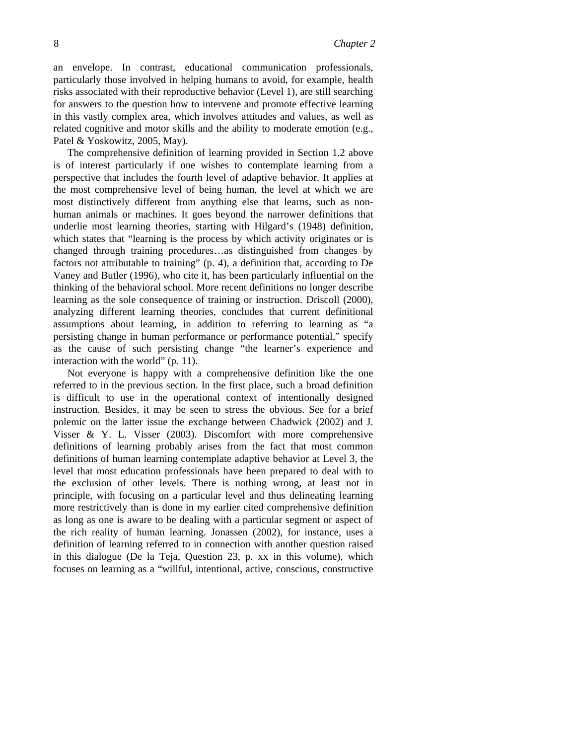an envelope. In contrast, educational communication professionals, particularly those involved in helping humans to avoid, for example, health risks associated with their reproductive behavior (Level 1), are still searching for answers to the question how to intervene and promote effective learning in this vastly complex area, which involves attitudes and values, as well as related cognitive and motor skills and the ability to moderate emotion (e.g., Patel & Yoskowitz, 2005, May).

The comprehensive definition of learning provided in Section 1.2 above is of interest particularly if one wishes to contemplate learning from a perspective that includes the fourth level of adaptive behavior. It applies at the most comprehensive level of being human, the level at which we are most distinctively different from anything else that learns, such as non-human animals or machines. It goes beyond the narrower definitions that underlie most learning theories, starting with Hilgard's (1948) definition, which states that "learning is the process by which activity originates or is changed through training procedures…as distinguished from changes by factors not attributable to training" (p. 4), a definition that, according to De Vaney and Butler (1996), who cite it, has been particularly influential on the thinking of the behavioral school. More recent definitions no longer describe learning as the sole consequence of training or instruction. Driscoll (2000), analyzing different learning theories, concludes that current definitional assumptions about learning, in addition to referring to learning as "a persisting change in human performance or performance potential," specify as the cause of such persisting change "the learner's experience and interaction with the world" (p. 11).

Not everyone is happy with a comprehensive definition like the one referred to in the previous section. In the first place, such a broad definition is difficult to use in the operational context of intentionally designed instruction. Besides, it may be seen to stress the obvious. See for a brief polemic on the latter issue the exchange between Chadwick (2002) and J. Visser & Y. L. Visser (2003). Discomfort with more comprehensive definitions of learning probably arises from the fact that most common definitions of human learning contemplate adaptive behavior at Level 3, the level that most education professionals have been prepared to deal with to the exclusion of other levels. There is nothing wrong, at least not in principle, with focusing on a particular level and thus delineating learning more restrictively than is done in my earlier cited comprehensive definition as long as one is aware to be dealing with a particular segment or aspect of the rich reality of human learning. Jonassen (2002), for instance, uses a definition of learning referred to in connection with another question raised in this dialogue (De la Teja, Question 23, p. xx in this volume), which focuses on learning as a "willful, intentional, active, conscious, constructive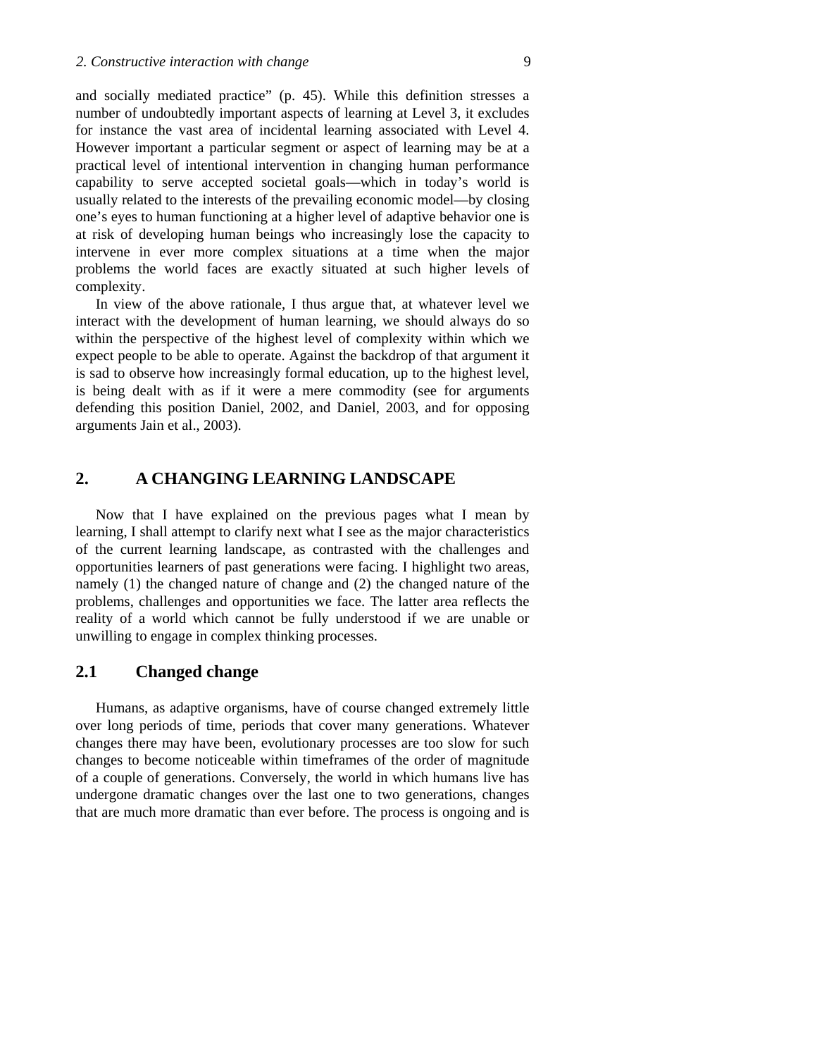and socially mediated practice" (p. 45). While this definition stresses a number of undoubtedly important aspects of learning at Level 3, it excludes for instance the vast area of incidental learning associated with Level 4. However important a particular segment or aspect of learning may be at a practical level of intentional intervention in changing human performance capability to serve accepted societal goals—which in today's world is usually related to the interests of the prevailing economic model—by closing one's eyes to human functioning at a higher level of adaptive behavior one is at risk of developing human beings who increasingly lose the capacity to intervene in ever more complex situations at a time when the major problems the world faces are exactly situated at such higher levels of complexity.

In view of the above rationale, I thus argue that, at whatever level we interact with the development of human learning, we should always do so within the perspective of the highest level of complexity within which we expect people to be able to operate. Against the backdrop of that argument it is sad to observe how increasingly formal education, up to the highest level, is being dealt with as if it were a mere commodity (see for arguments defending this position Daniel, 2002, and Daniel, 2003, and for opposing arguments Jain et al., 2003).

## 2. A CHANGING LEARNING LANDSCAPE

Now that I have explained on the previous pages what I mean by learning, I shall attempt to clarify next what I see as the major characteristics of the current learning landscape, as contrasted with the challenges and opportunities learners of past generations were facing. I highlight two areas, namely (1) the changed nature of change and (2) the changed nature of the problems, challenges and opportunities we face. The latter area reflects the reality of a world which cannot be fully understood if we are unable or unwilling to engage in complex thinking processes.

### 2.1 Changed change

Humans, as adaptive organisms, have of course changed extremely little over long periods of time, periods that cover many generations. Whatever changes there may have been, evolutionary processes are too slow for such changes to become noticeable within timeframes of the order of magnitude of a couple of generations. Conversely, the world in which humans live has undergone dramatic changes over the last one to two generations, changes that are much more dramatic than ever before. The process is ongoing and is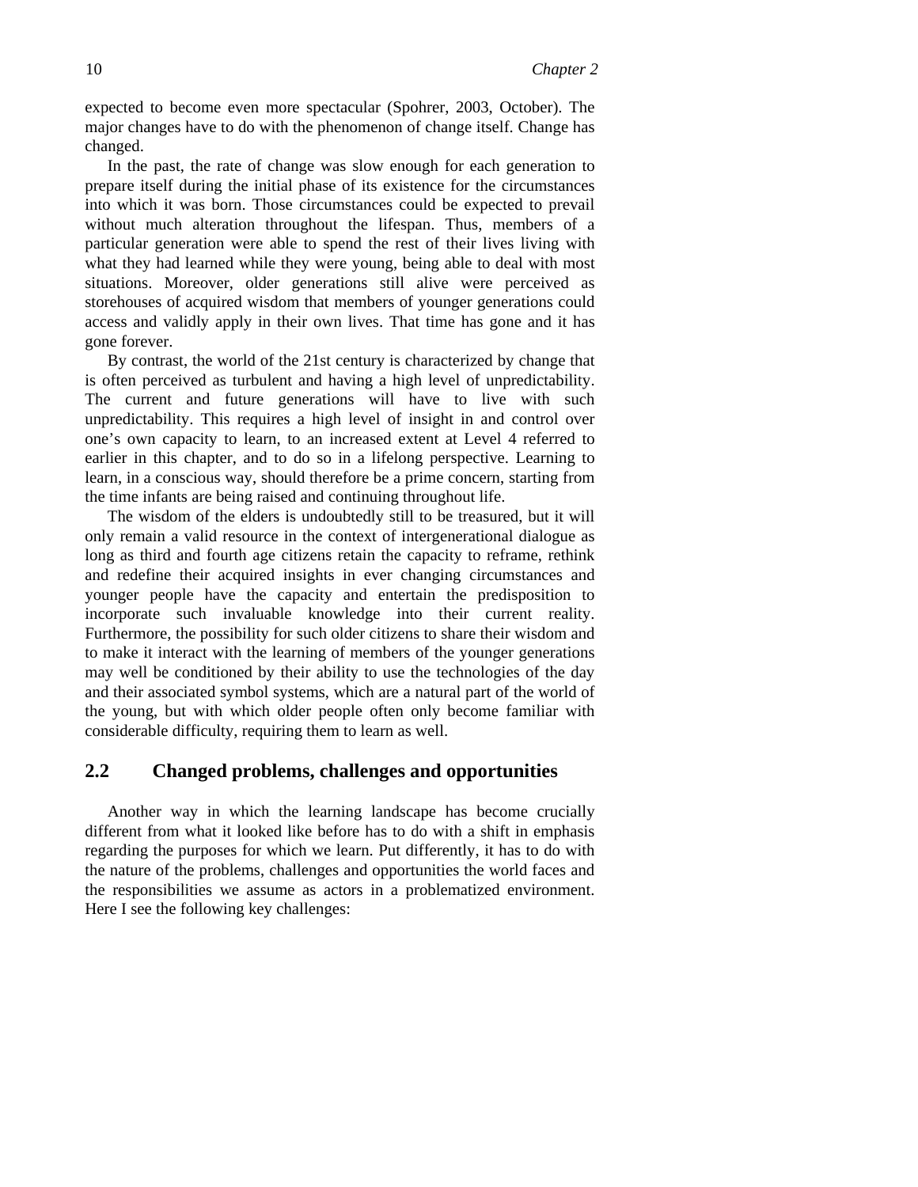expected to become even more spectacular (Spohrer, 2003, October). The major changes have to do with the phenomenon of change itself. Change has changed.

In the past, the rate of change was slow enough for each generation to prepare itself during the initial phase of its existence for the circumstances into which it was born. Those circumstances could be expected to prevail without much alteration throughout the lifespan. Thus, members of a particular generation were able to spend the rest of their lives living with what they had learned while they were young, being able to deal with most situations. Moreover, older generations still alive were perceived as storehouses of acquired wisdom that members of younger generations could access and validly apply in their own lives. That time has gone and it has gone forever.

By contrast, the world of the 21st century is characterized by change that is often perceived as turbulent and having a high level of unpredictability. The current and future generations will have to live with such unpredictability. This requires a high level of insight in and control over one's own capacity to learn, to an increased extent at Level 4 referred to earlier in this chapter, and to do so in a lifelong perspective. Learning to learn, in a conscious way, should therefore be a prime concern, starting from the time infants are being raised and continuing throughout life.

The wisdom of the elders is undoubtedly still to be treasured, but it will only remain a valid resource in the context of intergenerational dialogue as long as third and fourth age citizens retain the capacity to reframe, rethink and redefine their acquired insights in ever changing circumstances and younger people have the capacity and entertain the predisposition to incorporate such invaluable knowledge into their current reality. Furthermore, the possibility for such older citizens to share their wisdom and to make it interact with the learning of members of the younger generations may well be conditioned by their ability to use the technologies of the day and their associated symbol systems, which are a natural part of the world of the young, but with which older people often only become familiar with considerable difficulty, requiring them to learn as well.

## 2.2 Changed problems, challenges and opportunities

Another way in which the learning landscape has become crucially different from what it looked like before has to do with a shift in emphasis regarding the purposes for which we learn. Put differently, it has to do with the nature of the problems, challenges and opportunities the world faces and the responsibilities we assume as actors in a problematized environment. Here I see the following key challenges: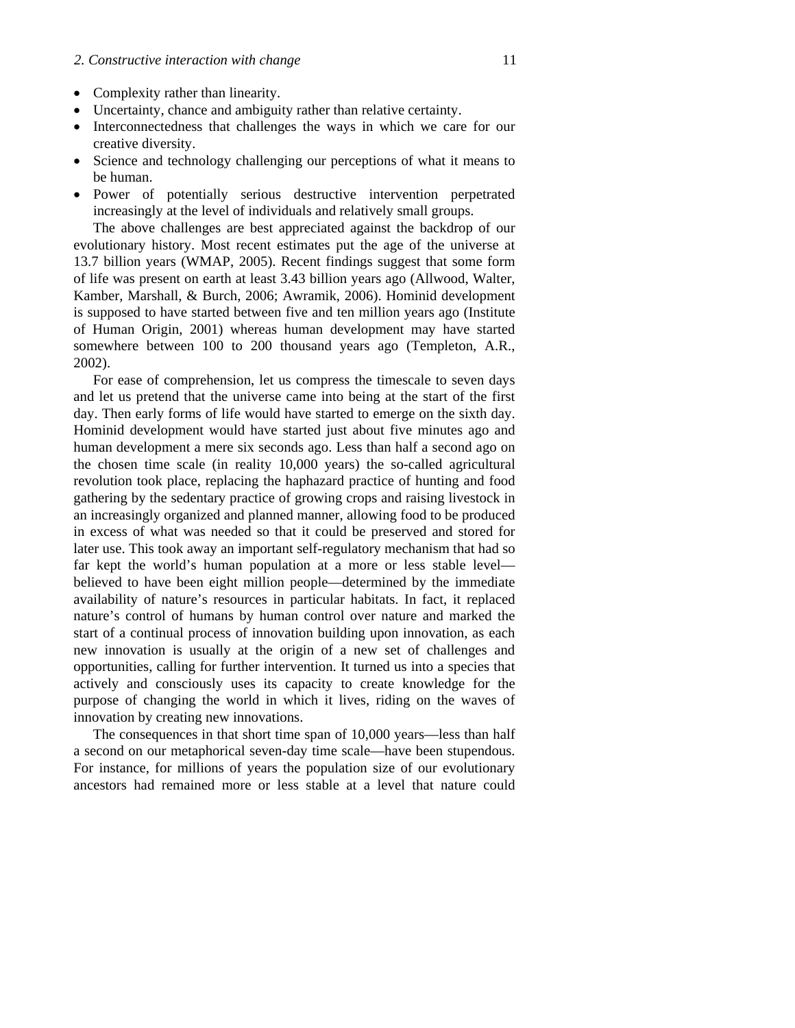- Complexity rather than linearity.
- Uncertainty, chance and ambiguity rather than relative certainty.
- Interconnectedness that challenges the ways in which we care for our creative diversity.
- Science and technology challenging our perceptions of what it means to be human.
- Power of potentially serious destructive intervention perpetrated increasingly at the level of individuals and relatively small groups.

The above challenges are best appreciated against the backdrop of our evolutionary history. Most recent estimates put the age of the universe at 13.7 billion years (WMAP, 2005). Recent findings suggest that some form of life was present on earth at least 3.43 billion years ago (Allwood, Walter, Kamber, Marshall, & Burch, 2006; Awramik, 2006). Hominid development is supposed to have started between five and ten million years ago (Institute of Human Origin, 2001) whereas human development may have started somewhere between 100 to 200 thousand years ago (Templeton, A.R., 2002).

For ease of comprehension, let us compress the timescale to seven days and let us pretend that the universe came into being at the start of the first day. Then early forms of life would have started to emerge on the sixth day. Hominid development would have started just about five minutes ago and human development a mere six seconds ago. Less than half a second ago on the chosen time scale (in reality 10,000 years) the so-called agricultural revolution took place, replacing the haphazard practice of hunting and food gathering by the sedentary practice of growing crops and raising livestock in an increasingly organized and planned manner, allowing food to be produced in excess of what was needed so that it could be preserved and stored for later use. This took away an important self-regulatory mechanism that had so far kept the world's human population at a more or less stable level—believed to have been eight million people—determined by the immediate availability of nature's resources in particular habitats. In fact, it replaced nature's control of humans by human control over nature and marked the start of a continual process of innovation building upon innovation, as each new innovation is usually at the origin of a new set of challenges and opportunities, calling for further intervention. It turned us into a species that actively and consciously uses its capacity to create knowledge for the purpose of changing the world in which it lives, riding on the waves of innovation by creating new innovations.

The consequences in that short time span of 10,000 years—less than half a second on our metaphorical seven-day time scale—have been stupendous. For instance, for millions of years the population size of our evolutionary ancestors had remained more or less stable at a level that nature could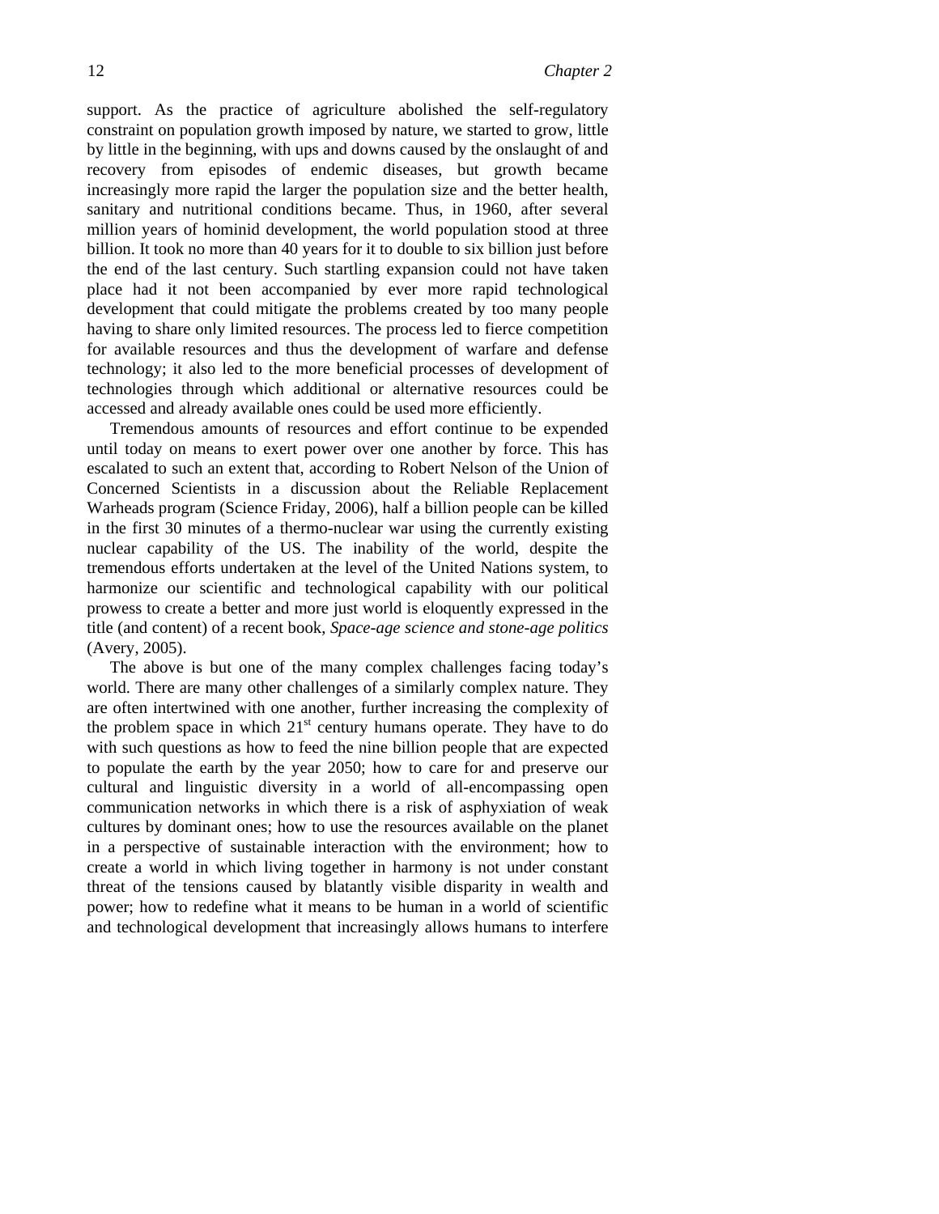support. As the practice of agriculture abolished the self-regulatory constraint on population growth imposed by nature, we started to grow, little by little in the beginning, with ups and downs caused by the onslaught of and recovery from episodes of endemic diseases, but growth became increasingly more rapid the larger the population size and the better health, sanitary and nutritional conditions became. Thus, in 1960, after several million years of hominid development, the world population stood at three billion. It took no more than 40 years for it to double to six billion just before the end of the last century. Such startling expansion could not have taken place had it not been accompanied by ever more rapid technological development that could mitigate the problems created by too many people having to share only limited resources. The process led to fierce competition for available resources and thus the development of warfare and defense technology; it also led to the more beneficial processes of development of technologies through which additional or alternative resources could be accessed and already available ones could be used more efficiently.

Tremendous amounts of resources and effort continue to be expended until today on means to exert power over one another by force. This has escalated to such an extent that, according to Robert Nelson of the Union of Concerned Scientists in a discussion about the Reliable Replacement Warheads program (Science Friday, 2006), half a billion people can be killed in the first 30 minutes of a thermo-nuclear war using the currently existing nuclear capability of the US. The inability of the world, despite the tremendous efforts undertaken at the level of the United Nations system, to harmonize our scientific and technological capability with our political prowess to create a better and more just world is eloquently expressed in the title (and content) of a recent book, *Space-age science and stone-age politics* (Avery, 2005).

The above is but one of the many complex challenges facing today's world. There are many other challenges of a similarly complex nature. They are often intertwined with one another, further increasing the complexity of the problem space in which 21st century humans operate. They have to do with such questions as how to feed the nine billion people that are expected to populate the earth by the year 2050; how to care for and preserve our cultural and linguistic diversity in a world of all-encompassing open communication networks in which there is a risk of asphyxiation of weak cultures by dominant ones; how to use the resources available on the planet in a perspective of sustainable interaction with the environment; how to create a world in which living together in harmony is not under constant threat of the tensions caused by blatantly visible disparity in wealth and power; how to redefine what it means to be human in a world of scientific and technological development that increasingly allows humans to interfere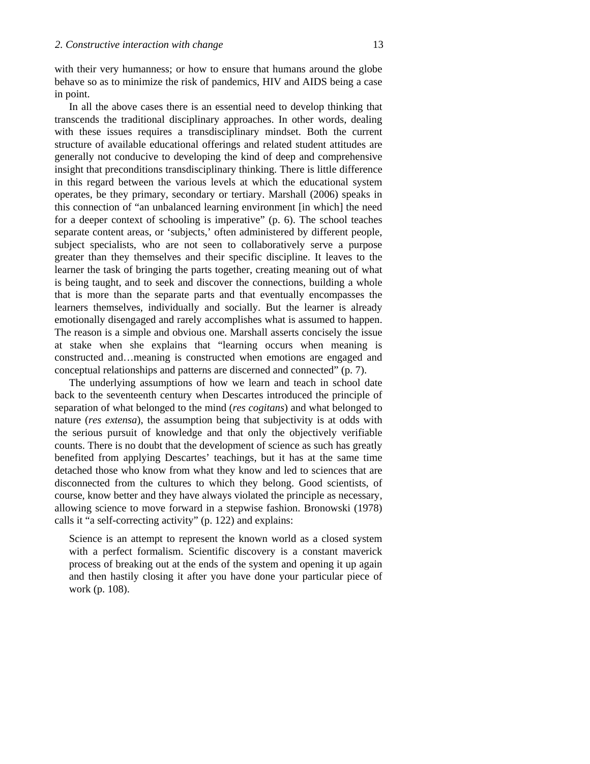with their very humanness; or how to ensure that humans around the globe behave so as to minimize the risk of pandemics, HIV and AIDS being a case in point.

In all the above cases there is an essential need to develop thinking that transcends the traditional disciplinary approaches. In other words, dealing with these issues requires a transdisciplinary mindset. Both the current structure of available educational offerings and related student attitudes are generally not conducive to developing the kind of deep and comprehensive insight that preconditions transdisciplinary thinking. There is little difference in this regard between the various levels at which the educational system operates, be they primary, secondary or tertiary. Marshall (2006) speaks in this connection of "an unbalanced learning environment [in which] the need for a deeper context of schooling is imperative" (p. 6). The school teaches separate content areas, or 'subjects,' often administered by different people, subject specialists, who are not seen to collaboratively serve a purpose greater than they themselves and their specific discipline. It leaves to the learner the task of bringing the parts together, creating meaning out of what is being taught, and to seek and discover the connections, building a whole that is more than the separate parts and that eventually encompasses the learners themselves, individually and socially. But the learner is already emotionally disengaged and rarely accomplishes what is assumed to happen. The reason is a simple and obvious one. Marshall asserts concisely the issue at stake when she explains that "learning occurs when meaning is constructed and…meaning is constructed when emotions are engaged and conceptual relationships and patterns are discerned and connected" (p. 7).

The underlying assumptions of how we learn and teach in school date back to the seventeenth century when Descartes introduced the principle of separation of what belonged to the mind (*res cogitans*) and what belonged to nature (*res extensa*), the assumption being that subjectivity is at odds with the serious pursuit of knowledge and that only the objectively verifiable counts. There is no doubt that the development of science as such has greatly benefited from applying Descartes' teachings, but it has at the same time detached those who know from what they know and led to sciences that are disconnected from the cultures to which they belong. Good scientists, of course, know better and they have always violated the principle as necessary, allowing science to move forward in a stepwise fashion. Bronowski (1978) calls it "a self-correcting activity" (p. 122) and explains:

> Science is an attempt to represent the known world as a closed system with a perfect formalism. Scientific discovery is a constant maverick process of breaking out at the ends of the system and opening it up again and then hastily closing it after you have done your particular piece of work (p. 108).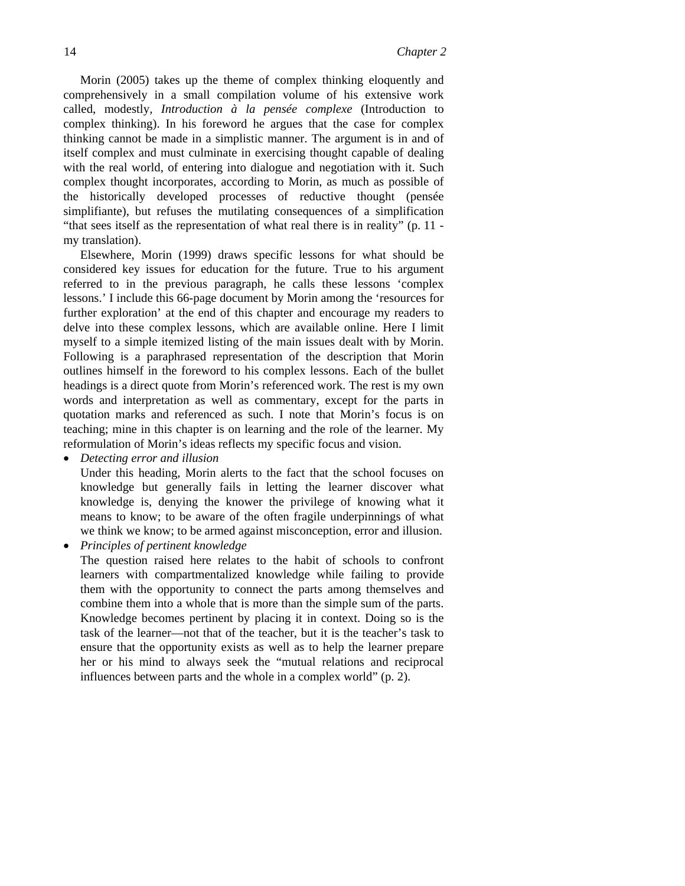Morin (2005) takes up the theme of complex thinking eloquently and comprehensively in a small compilation volume of his extensive work called, modestly, *Introduction à la pensée complexe* (Introduction to complex thinking). In his foreword he argues that the case for complex thinking cannot be made in a simplistic manner. The argument is in and of itself complex and must culminate in exercising thought capable of dealing with the real world, of entering into dialogue and negotiation with it. Such complex thought incorporates, according to Morin, as much as possible of the historically developed processes of reductive thought (pensée simplifiante), but refuses the mutilating consequences of a simplification "that sees itself as the representation of what real there is in reality" (p. 11 - my translation).

Elsewhere, Morin (1999) draws specific lessons for what should be considered key issues for education for the future. True to his argument referred to in the previous paragraph, he calls these lessons 'complex lessons.' I include this 66-page document by Morin among the 'resources for further exploration' at the end of this chapter and encourage my readers to delve into these complex lessons, which are available online. Here I limit myself to a simple itemized listing of the main issues dealt with by Morin. Following is a paraphrased representation of the description that Morin outlines himself in the foreword to his complex lessons. Each of the bullet headings is a direct quote from Morin's referenced work. The rest is my own words and interpretation as well as commentary, except for the parts in quotation marks and referenced as such. I note that Morin's focus is on teaching; mine in this chapter is on learning and the role of the learner. My reformulation of Morin's ideas reflects my specific focus and vision.

- *Detecting error and illusion*
  Under this heading, Morin alerts to the fact that the school focuses on knowledge but generally fails in letting the learner discover what knowledge is, denying the knower the privilege of knowing what it means to know; to be aware of the often fragile underpinnings of what we think we know; to be armed against misconception, error and illusion.
- *Principles of pertinent knowledge*
  The question raised here relates to the habit of schools to confront learners with compartmentalized knowledge while failing to provide them with the opportunity to connect the parts among themselves and combine them into a whole that is more than the simple sum of the parts. Knowledge becomes pertinent by placing it in context. Doing so is the task of the learner—not that of the teacher, but it is the teacher's task to ensure that the opportunity exists as well as to help the learner prepare her or his mind to always seek the "mutual relations and reciprocal influences between parts and the whole in a complex world" (p. 2).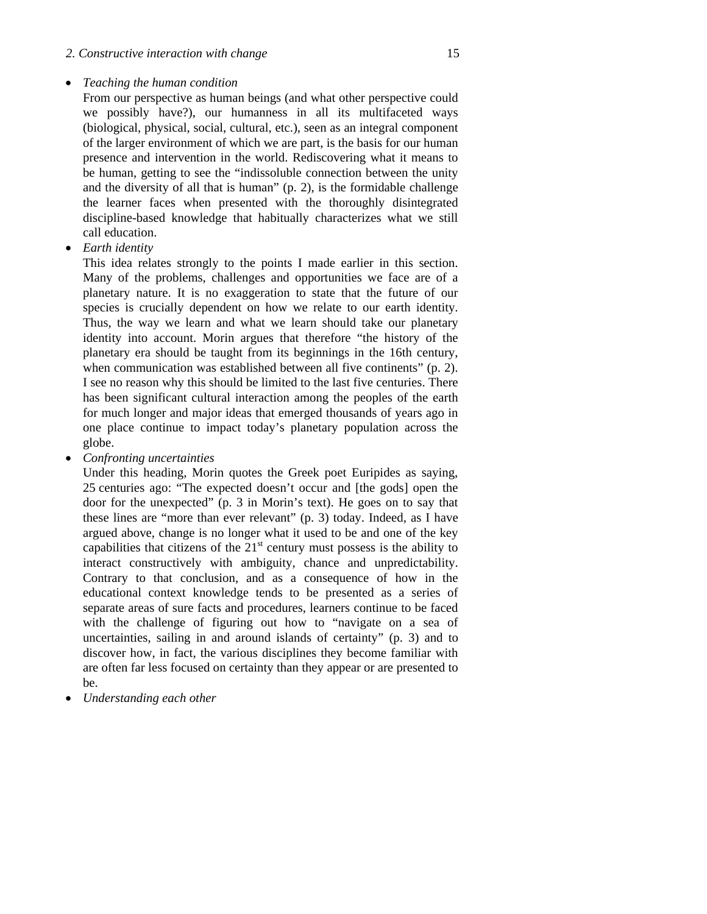- *Teaching the human condition*
  From our perspective as human beings (and what other perspective could we possibly have?), our humanness in all its multifaceted ways (biological, physical, social, cultural, etc.), seen as an integral component of the larger environment of which we are part, is the basis for our human presence and intervention in the world. Rediscovering what it means to be human, getting to see the "indissoluble connection between the unity and the diversity of all that is human" (p. 2), is the formidable challenge the learner faces when presented with the thoroughly disintegrated discipline-based knowledge that habitually characterizes what we still call education.
- *Earth identity*
  This idea relates strongly to the points I made earlier in this section. Many of the problems, challenges and opportunities we face are of a planetary nature. It is no exaggeration to state that the future of our species is crucially dependent on how we relate to our earth identity. Thus, the way we learn and what we learn should take our planetary identity into account. Morin argues that therefore "the history of the planetary era should be taught from its beginnings in the 16th century, when communication was established between all five continents" (p. 2). I see no reason why this should be limited to the last five centuries. There has been significant cultural interaction among the peoples of the earth for much longer and major ideas that emerged thousands of years ago in one place continue to impact today's planetary population across the globe.
- *Confronting uncertainties*
  Under this heading, Morin quotes the Greek poet Euripides as saying, 25 centuries ago: "The expected doesn't occur and [the gods] open the door for the unexpected" (p. 3 in Morin's text). He goes on to say that these lines are "more than ever relevant" (p. 3) today. Indeed, as I have argued above, change is no longer what it used to be and one of the key capabilities that citizens of the 21st century must possess is the ability to interact constructively with ambiguity, chance and unpredictability. Contrary to that conclusion, and as a consequence of how in the educational context knowledge tends to be presented as a series of separate areas of sure facts and procedures, learners continue to be faced with the challenge of figuring out how to "navigate on a sea of uncertainties, sailing in and around islands of certainty" (p. 3) and to discover how, in fact, the various disciplines they become familiar with are often far less focused on certainty than they appear or are presented to be.
- *Understanding each other*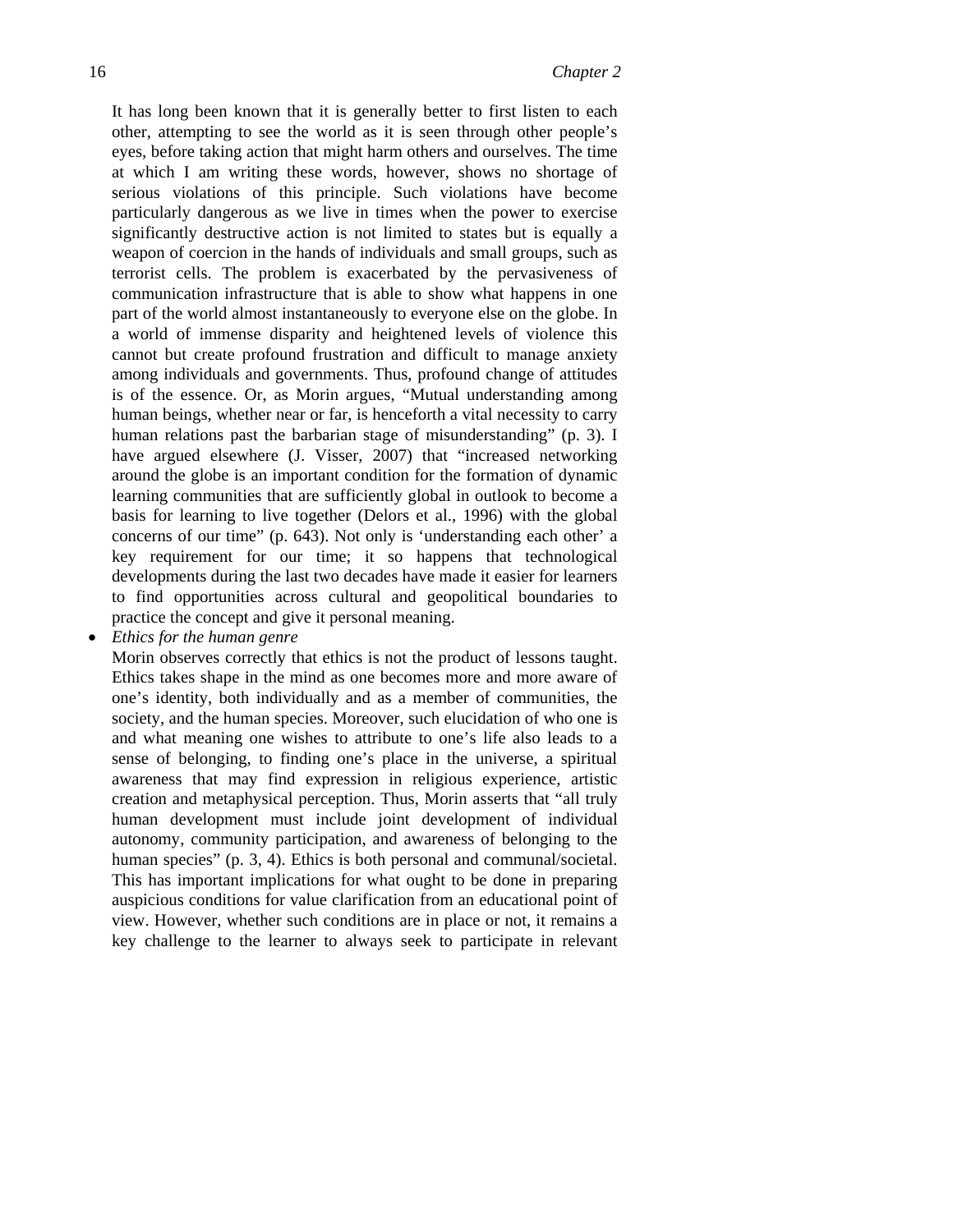It has long been known that it is generally better to first listen to each other, attempting to see the world as it is seen through other people's eyes, before taking action that might harm others and ourselves. The time at which I am writing these words, however, shows no shortage of serious violations of this principle. Such violations have become particularly dangerous as we live in times when the power to exercise significantly destructive action is not limited to states but is equally a weapon of coercion in the hands of individuals and small groups, such as terrorist cells. The problem is exacerbated by the pervasiveness of communication infrastructure that is able to show what happens in one part of the world almost instantaneously to everyone else on the globe. In a world of immense disparity and heightened levels of violence this cannot but create profound frustration and difficult to manage anxiety among individuals and governments. Thus, profound change of attitudes is of the essence. Or, as Morin argues, "Mutual understanding among human beings, whether near or far, is henceforth a vital necessity to carry human relations past the barbarian stage of misunderstanding" (p. 3). I have argued elsewhere (J. Visser, 2007) that "increased networking around the globe is an important condition for the formation of dynamic learning communities that are sufficiently global in outlook to become a basis for learning to live together (Delors et al., 1996) with the global concerns of our time" (p. 643). Not only is 'understanding each other' a key requirement for our time; it so happens that technological developments during the last two decades have made it easier for learners to find opportunities across cultural and geopolitical boundaries to practice the concept and give it personal meaning.

- *Ethics for the human genre*

  Morin observes correctly that ethics is not the product of lessons taught. Ethics takes shape in the mind as one becomes more and more aware of one's identity, both individually and as a member of communities, the society, and the human species. Moreover, such elucidation of who one is and what meaning one wishes to attribute to one's life also leads to a sense of belonging, to finding one's place in the universe, a spiritual awareness that may find expression in religious experience, artistic creation and metaphysical perception. Thus, Morin asserts that "all truly human development must include joint development of individual autonomy, community participation, and awareness of belonging to the human species" (p. 3, 4). Ethics is both personal and communal/societal. This has important implications for what ought to be done in preparing auspicious conditions for value clarification from an educational point of view. However, whether such conditions are in place or not, it remains a key challenge to the learner to always seek to participate in relevant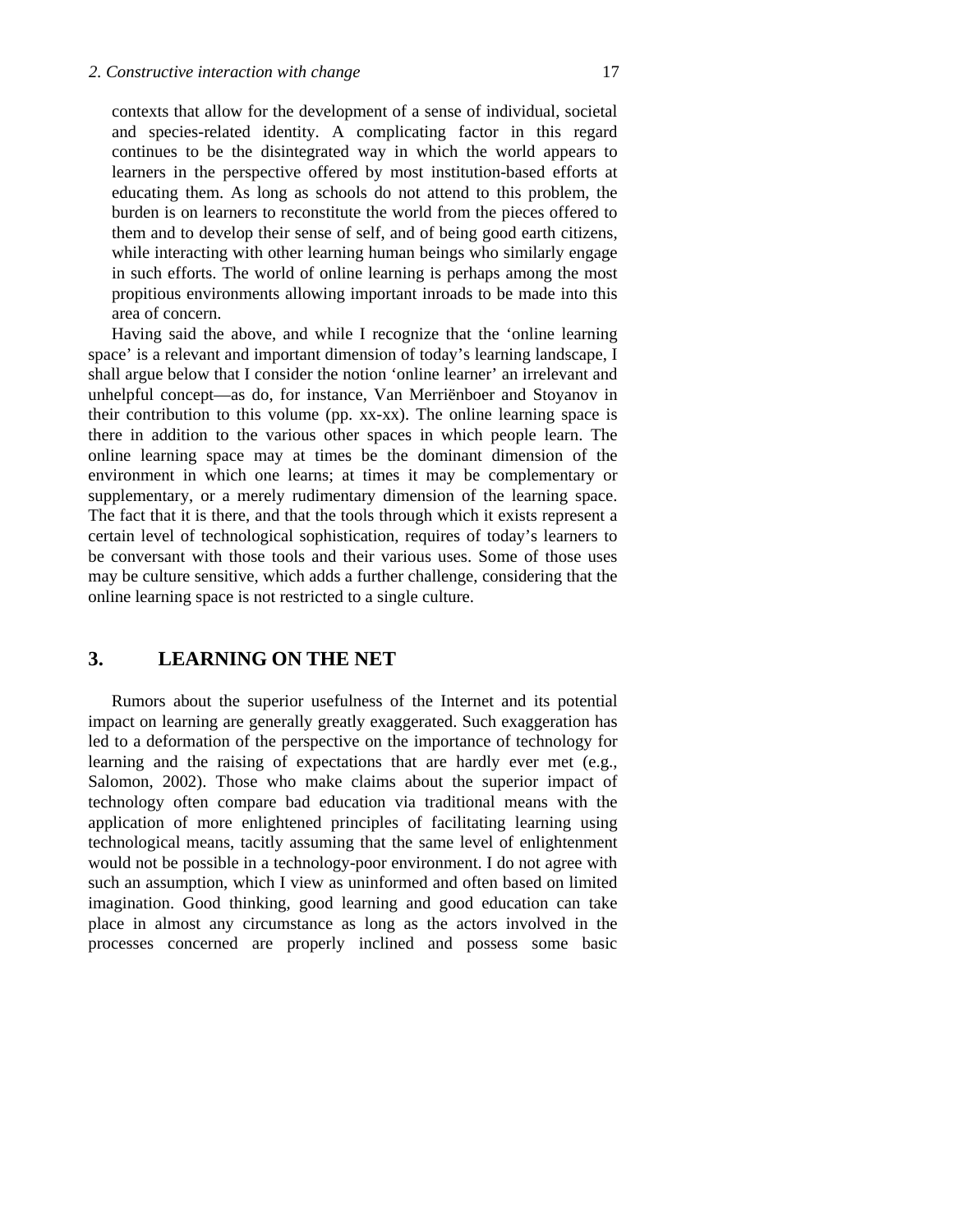contexts that allow for the development of a sense of individual, societal and species-related identity. A complicating factor in this regard continues to be the disintegrated way in which the world appears to learners in the perspective offered by most institution-based efforts at educating them. As long as schools do not attend to this problem, the burden is on learners to reconstitute the world from the pieces offered to them and to develop their sense of self, and of being good earth citizens, while interacting with other learning human beings who similarly engage in such efforts. The world of online learning is perhaps among the most propitious environments allowing important inroads to be made into this area of concern.

Having said the above, and while I recognize that the 'online learning space' is a relevant and important dimension of today's learning landscape, I shall argue below that I consider the notion 'online learner' an irrelevant and unhelpful concept—as do, for instance, Van Merriënboer and Stoyanov in their contribution to this volume (pp. xx-xx). The online learning space is there in addition to the various other spaces in which people learn. The online learning space may at times be the dominant dimension of the environment in which one learns; at times it may be complementary or supplementary, or a merely rudimentary dimension of the learning space. The fact that it is there, and that the tools through which it exists represent a certain level of technological sophistication, requires of today's learners to be conversant with those tools and their various uses. Some of those uses may be culture sensitive, which adds a further challenge, considering that the online learning space is not restricted to a single culture.

## 3. LEARNING ON THE NET

Rumors about the superior usefulness of the Internet and its potential impact on learning are generally greatly exaggerated. Such exaggeration has led to a deformation of the perspective on the importance of technology for learning and the raising of expectations that are hardly ever met (e.g., Salomon, 2002). Those who make claims about the superior impact of technology often compare bad education via traditional means with the application of more enlightened principles of facilitating learning using technological means, tacitly assuming that the same level of enlightenment would not be possible in a technology-poor environment. I do not agree with such an assumption, which I view as uninformed and often based on limited imagination. Good thinking, good learning and good education can take place in almost any circumstance as long as the actors involved in the processes concerned are properly inclined and possess some basic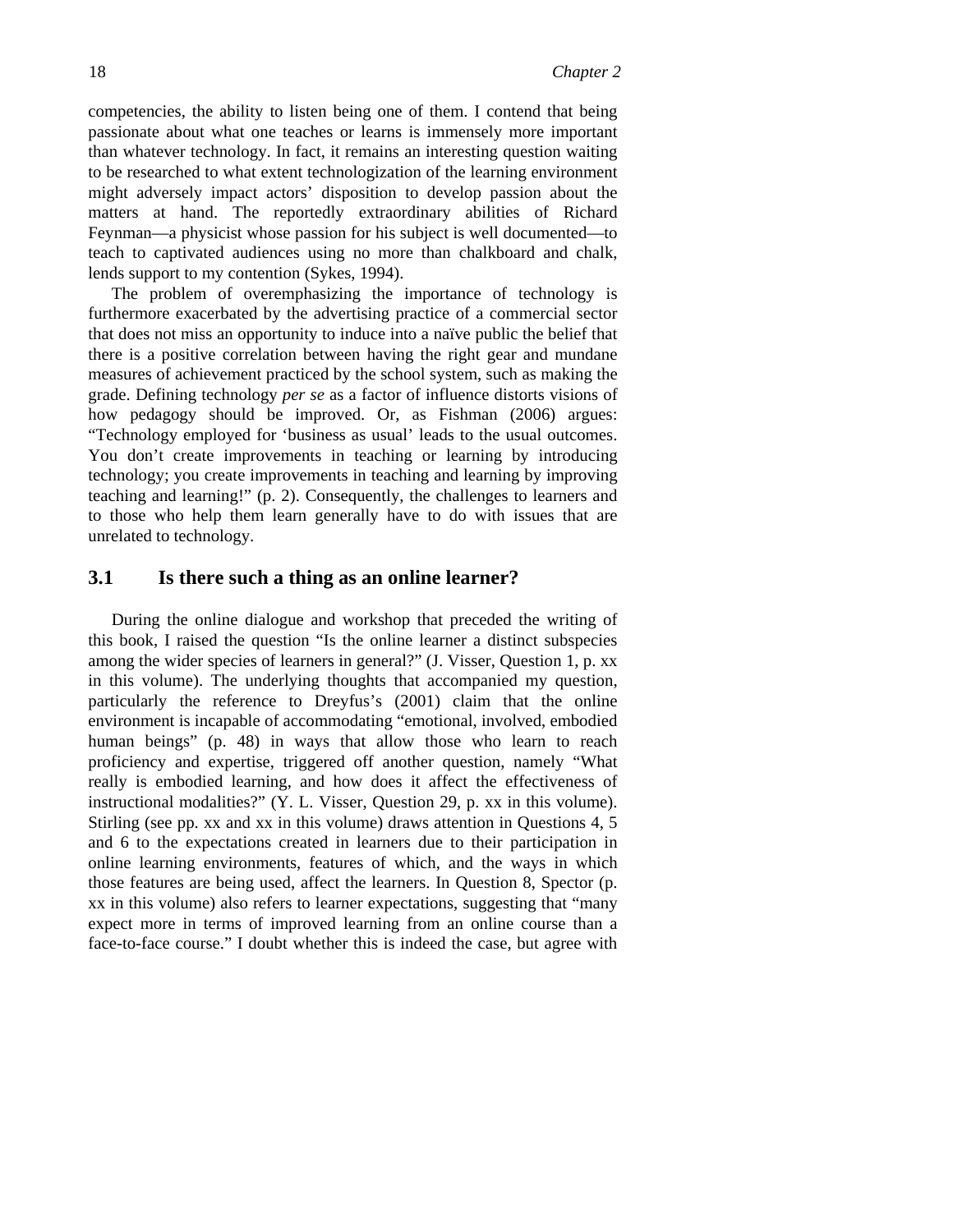competencies, the ability to listen being one of them. I contend that being passionate about what one teaches or learns is immensely more important than whatever technology. In fact, it remains an interesting question waiting to be researched to what extent technologization of the learning environment might adversely impact actors' disposition to develop passion about the matters at hand. The reportedly extraordinary abilities of Richard Feynman—a physicist whose passion for his subject is well documented—to teach to captivated audiences using no more than chalkboard and chalk, lends support to my contention (Sykes, 1994).

The problem of overemphasizing the importance of technology is furthermore exacerbated by the advertising practice of a commercial sector that does not miss an opportunity to induce into a naïve public the belief that there is a positive correlation between having the right gear and mundane measures of achievement practiced by the school system, such as making the grade. Defining technology *per se* as a factor of influence distorts visions of how pedagogy should be improved. Or, as Fishman (2006) argues: "Technology employed for 'business as usual' leads to the usual outcomes. You don't create improvements in teaching or learning by introducing technology; you create improvements in teaching and learning by improving teaching and learning!" (p. 2). Consequently, the challenges to learners and to those who help them learn generally have to do with issues that are unrelated to technology.

## 3.1 Is there such a thing as an online learner?

During the online dialogue and workshop that preceded the writing of this book, I raised the question "Is the online learner a distinct subspecies among the wider species of learners in general?" (J. Visser, Question 1, p. xx in this volume). The underlying thoughts that accompanied my question, particularly the reference to Dreyfus's (2001) claim that the online environment is incapable of accommodating "emotional, involved, embodied human beings" (p. 48) in ways that allow those who learn to reach proficiency and expertise, triggered off another question, namely "What really is embodied learning, and how does it affect the effectiveness of instructional modalities?" (Y. L. Visser, Question 29, p. xx in this volume). Stirling (see pp. xx and xx in this volume) draws attention in Questions 4, 5 and 6 to the expectations created in learners due to their participation in online learning environments, features of which, and the ways in which those features are being used, affect the learners. In Question 8, Spector (p. xx in this volume) also refers to learner expectations, suggesting that "many expect more in terms of improved learning from an online course than a face-to-face course." I doubt whether this is indeed the case, but agree with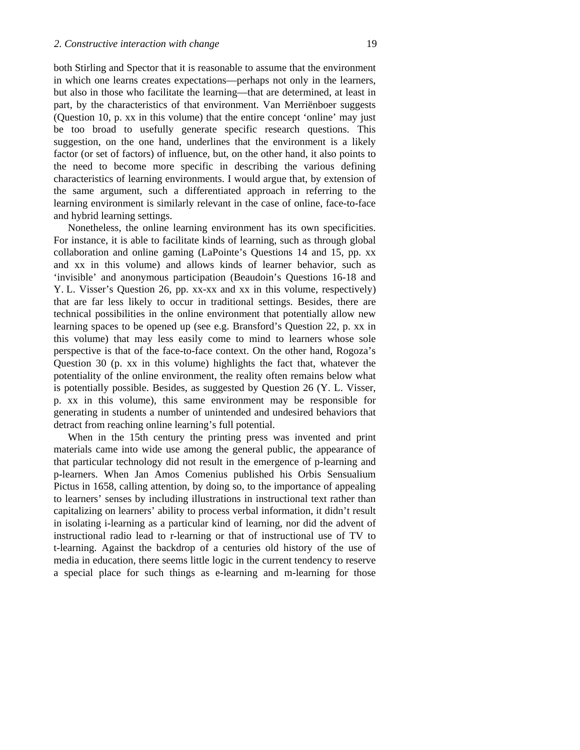both Stirling and Spector that it is reasonable to assume that the environment in which one learns creates expectations—perhaps not only in the learners, but also in those who facilitate the learning—that are determined, at least in part, by the characteristics of that environment. Van Merriënboer suggests (Question 10, p. xx in this volume) that the entire concept 'online' may just be too broad to usefully generate specific research questions. This suggestion, on the one hand, underlines that the environment is a likely factor (or set of factors) of influence, but, on the other hand, it also points to the need to become more specific in describing the various defining characteristics of learning environments. I would argue that, by extension of the same argument, such a differentiated approach in referring to the learning environment is similarly relevant in the case of online, face-to-face and hybrid learning settings.

Nonetheless, the online learning environment has its own specificities. For instance, it is able to facilitate kinds of learning, such as through global collaboration and online gaming (LaPointe's Questions 14 and 15, pp. xx and xx in this volume) and allows kinds of learner behavior, such as 'invisible' and anonymous participation (Beaudoin's Questions 16-18 and Y. L. Visser's Question 26, pp. xx-xx and xx in this volume, respectively) that are far less likely to occur in traditional settings. Besides, there are technical possibilities in the online environment that potentially allow new learning spaces to be opened up (see e.g. Bransford's Question 22, p. xx in this volume) that may less easily come to mind to learners whose sole perspective is that of the face-to-face context. On the other hand, Rogoza's Question 30 (p. xx in this volume) highlights the fact that, whatever the potentiality of the online environment, the reality often remains below what is potentially possible. Besides, as suggested by Question 26 (Y. L. Visser, p. xx in this volume), this same environment may be responsible for generating in students a number of unintended and undesired behaviors that detract from reaching online learning's full potential.

When in the 15th century the printing press was invented and print materials came into wide use among the general public, the appearance of that particular technology did not result in the emergence of p-learning and p-learners. When Jan Amos Comenius published his Orbis Sensualium Pictus in 1658, calling attention, by doing so, to the importance of appealing to learners' senses by including illustrations in instructional text rather than capitalizing on learners' ability to process verbal information, it didn't result in isolating i-learning as a particular kind of learning, nor did the advent of instructional radio lead to r-learning or that of instructional use of TV to t-learning. Against the backdrop of a centuries old history of the use of media in education, there seems little logic in the current tendency to reserve a special place for such things as e-learning and m-learning for those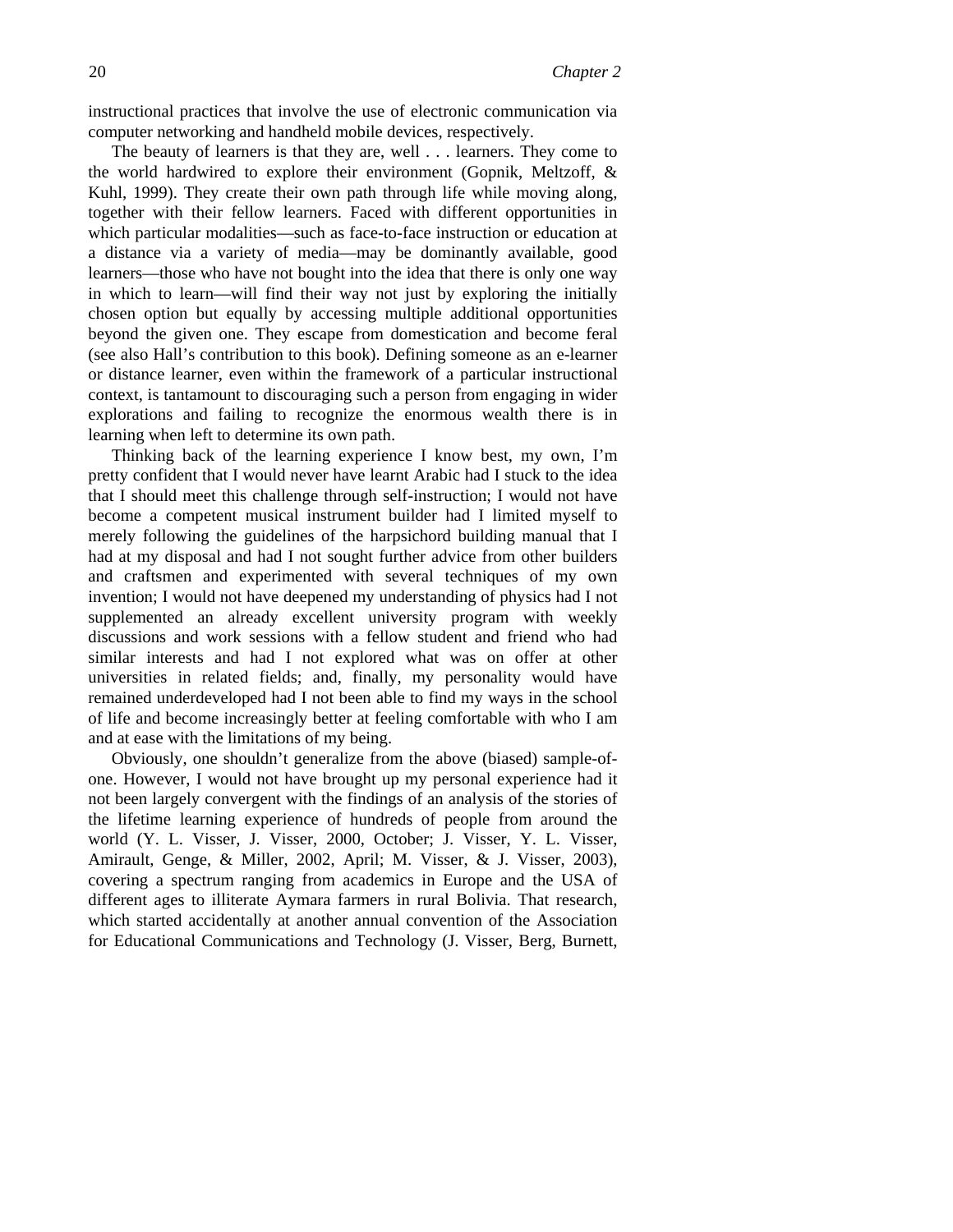instructional practices that involve the use of electronic communication via computer networking and handheld mobile devices, respectively.

The beauty of learners is that they are, well . . . learners. They come to the world hardwired to explore their environment (Gopnik, Meltzoff, & Kuhl, 1999). They create their own path through life while moving along, together with their fellow learners. Faced with different opportunities in which particular modalities—such as face-to-face instruction or education at a distance via a variety of media—may be dominantly available, good learners—those who have not bought into the idea that there is only one way in which to learn—will find their way not just by exploring the initially chosen option but equally by accessing multiple additional opportunities beyond the given one. They escape from domestication and become feral (see also Hall's contribution to this book). Defining someone as an e-learner or distance learner, even within the framework of a particular instructional context, is tantamount to discouraging such a person from engaging in wider explorations and failing to recognize the enormous wealth there is in learning when left to determine its own path.

Thinking back of the learning experience I know best, my own, I'm pretty confident that I would never have learnt Arabic had I stuck to the idea that I should meet this challenge through self-instruction; I would not have become a competent musical instrument builder had I limited myself to merely following the guidelines of the harpsichord building manual that I had at my disposal and had I not sought further advice from other builders and craftsmen and experimented with several techniques of my own invention; I would not have deepened my understanding of physics had I not supplemented an already excellent university program with weekly discussions and work sessions with a fellow student and friend who had similar interests and had I not explored what was on offer at other universities in related fields; and, finally, my personality would have remained underdeveloped had I not been able to find my ways in the school of life and become increasingly better at feeling comfortable with who I am and at ease with the limitations of my being.

Obviously, one shouldn't generalize from the above (biased) sample-of-one. However, I would not have brought up my personal experience had it not been largely convergent with the findings of an analysis of the stories of the lifetime learning experience of hundreds of people from around the world (Y. L. Visser, J. Visser, 2000, October; J. Visser, Y. L. Visser, Amirault, Genge, & Miller, 2002, April; M. Visser, & J. Visser, 2003), covering a spectrum ranging from academics in Europe and the USA of different ages to illiterate Aymara farmers in rural Bolivia. That research, which started accidentally at another annual convention of the Association for Educational Communications and Technology (J. Visser, Berg, Burnett,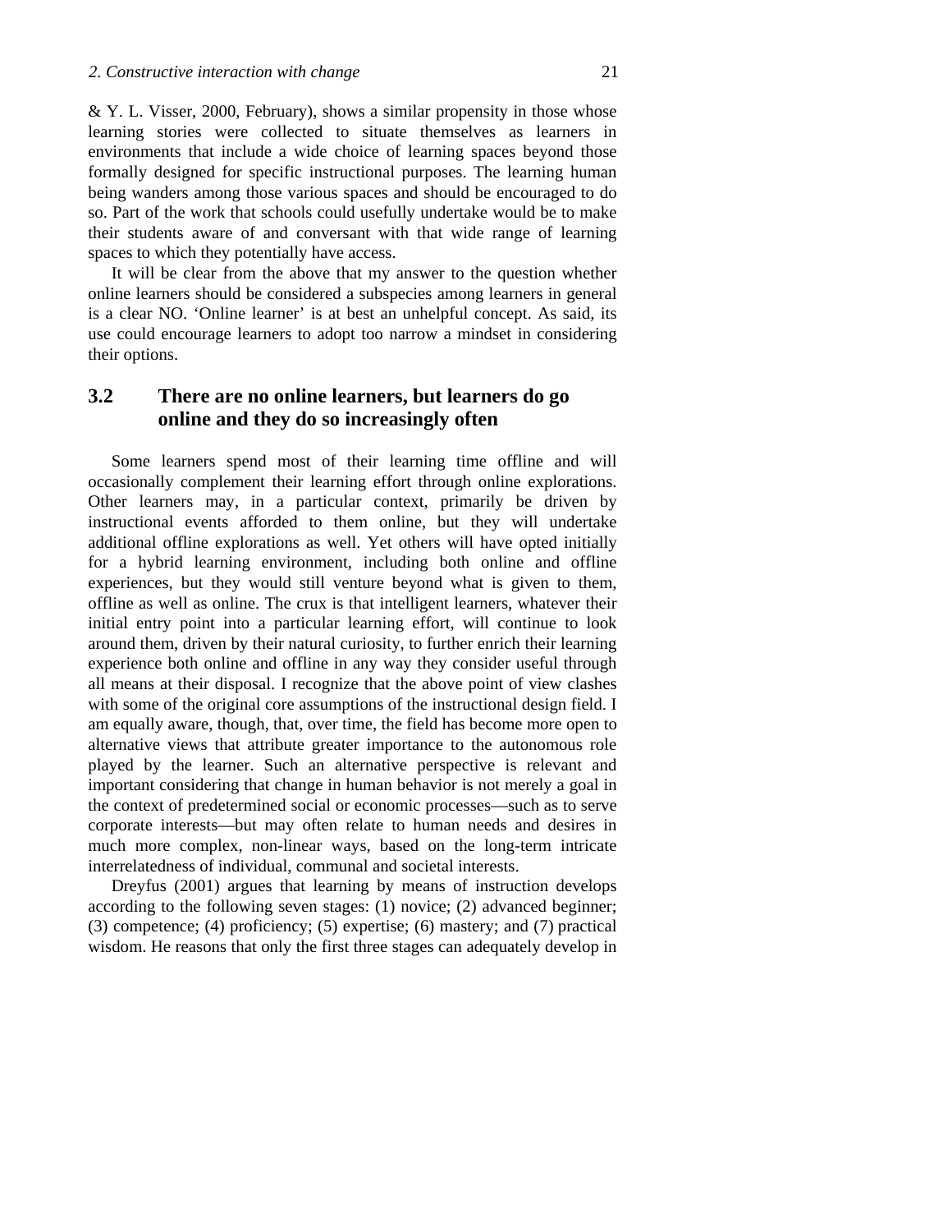& Y. L. Visser, 2000, February), shows a similar propensity in those whose learning stories were collected to situate themselves as learners in environments that include a wide choice of learning spaces beyond those formally designed for specific instructional purposes. The learning human being wanders among those various spaces and should be encouraged to do so. Part of the work that schools could usefully undertake would be to make their students aware of and conversant with that wide range of learning spaces to which they potentially have access.

It will be clear from the above that my answer to the question whether online learners should be considered a subspecies among learners in general is a clear NO. 'Online learner' is at best an unhelpful concept. As said, its use could encourage learners to adopt too narrow a mindset in considering their options.

## 3.2 There are no online learners, but learners do go online and they do so increasingly often

Some learners spend most of their learning time offline and will occasionally complement their learning effort through online explorations. Other learners may, in a particular context, primarily be driven by instructional events afforded to them online, but they will undertake additional offline explorations as well. Yet others will have opted initially for a hybrid learning environment, including both online and offline experiences, but they would still venture beyond what is given to them, offline as well as online. The crux is that intelligent learners, whatever their initial entry point into a particular learning effort, will continue to look around them, driven by their natural curiosity, to further enrich their learning experience both online and offline in any way they consider useful through all means at their disposal. I recognize that the above point of view clashes with some of the original core assumptions of the instructional design field. I am equally aware, though, that, over time, the field has become more open to alternative views that attribute greater importance to the autonomous role played by the learner. Such an alternative perspective is relevant and important considering that change in human behavior is not merely a goal in the context of predetermined social or economic processes—such as to serve corporate interests—but may often relate to human needs and desires in much more complex, non-linear ways, based on the long-term intricate interrelatedness of individual, communal and societal interests.

Dreyfus (2001) argues that learning by means of instruction develops according to the following seven stages: (1) novice; (2) advanced beginner; (3) competence; (4) proficiency; (5) expertise; (6) mastery; and (7) practical wisdom. He reasons that only the first three stages can adequately develop in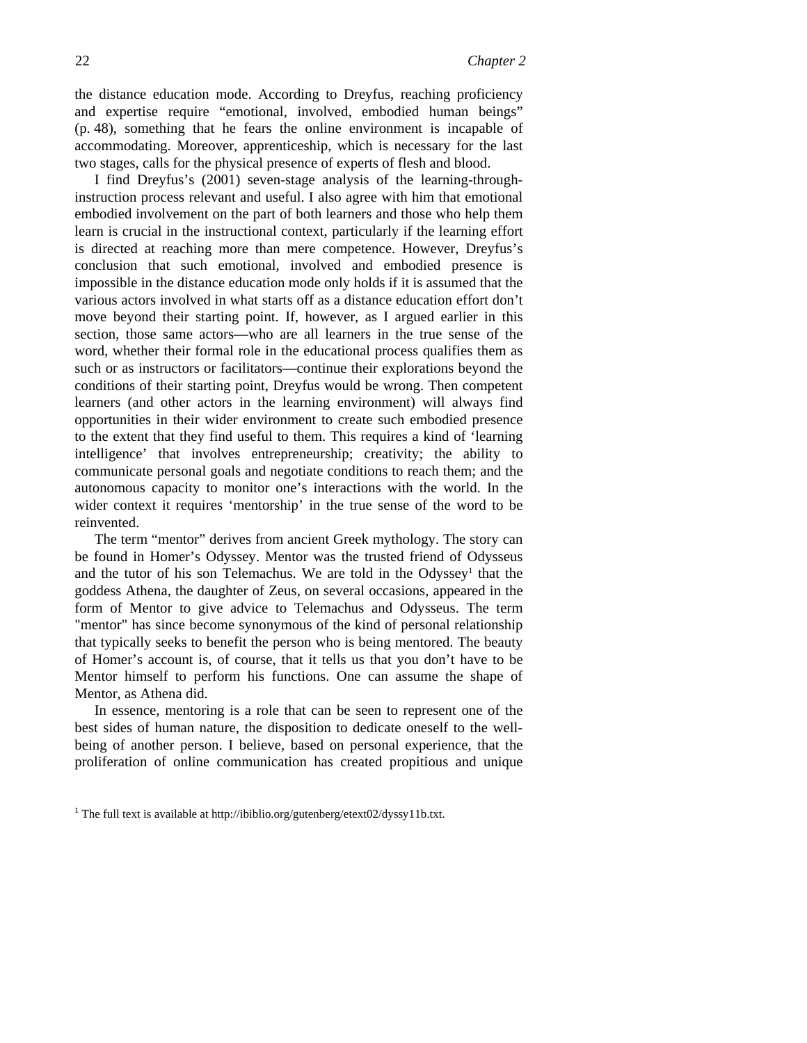the distance education mode. According to Dreyfus, reaching proficiency and expertise require “emotional, involved, embodied human beings” (p. 48), something that he fears the online environment is incapable of accommodating. Moreover, apprenticeship, which is necessary for the last two stages, calls for the physical presence of experts of flesh and blood.

I find Dreyfus’s (2001) seven-stage analysis of the learning-through-instruction process relevant and useful. I also agree with him that emotional embodied involvement on the part of both learners and those who help them learn is crucial in the instructional context, particularly if the learning effort is directed at reaching more than mere competence. However, Dreyfus’s conclusion that such emotional, involved and embodied presence is impossible in the distance education mode only holds if it is assumed that the various actors involved in what starts off as a distance education effort don’t move beyond their starting point. If, however, as I argued earlier in this section, those same actors—who are all learners in the true sense of the word, whether their formal role in the educational process qualifies them as such or as instructors or facilitators—continue their explorations beyond the conditions of their starting point, Dreyfus would be wrong. Then competent learners (and other actors in the learning environment) will always find opportunities in their wider environment to create such embodied presence to the extent that they find useful to them. This requires a kind of ‘learning intelligence’ that involves entrepreneurship; creativity; the ability to communicate personal goals and negotiate conditions to reach them; and the autonomous capacity to monitor one’s interactions with the world. In the wider context it requires ‘mentorship’ in the true sense of the word to be reinvented.

The term “mentor” derives from ancient Greek mythology. The story can be found in Homer’s Odyssey. Mentor was the trusted friend of Odysseus and the tutor of his son Telemachus. We are told in the Odyssey[1] that the goddess Athena, the daughter of Zeus, on several occasions, appeared in the form of Mentor to give advice to Telemachus and Odysseus. The term "mentor" has since become synonymous of the kind of personal relationship that typically seeks to benefit the person who is being mentored. The beauty of Homer’s account is, of course, that it tells us that you don’t have to be Mentor himself to perform his functions. One can assume the shape of Mentor, as Athena did.

In essence, mentoring is a role that can be seen to represent one of the best sides of human nature, the disposition to dedicate oneself to the well-being of another person. I believe, based on personal experience, that the proliferation of online communication has created propitious and unique

[1] The full text is available at http://ibiblio.org/gutenberg/etext02/dyssy11b.txt.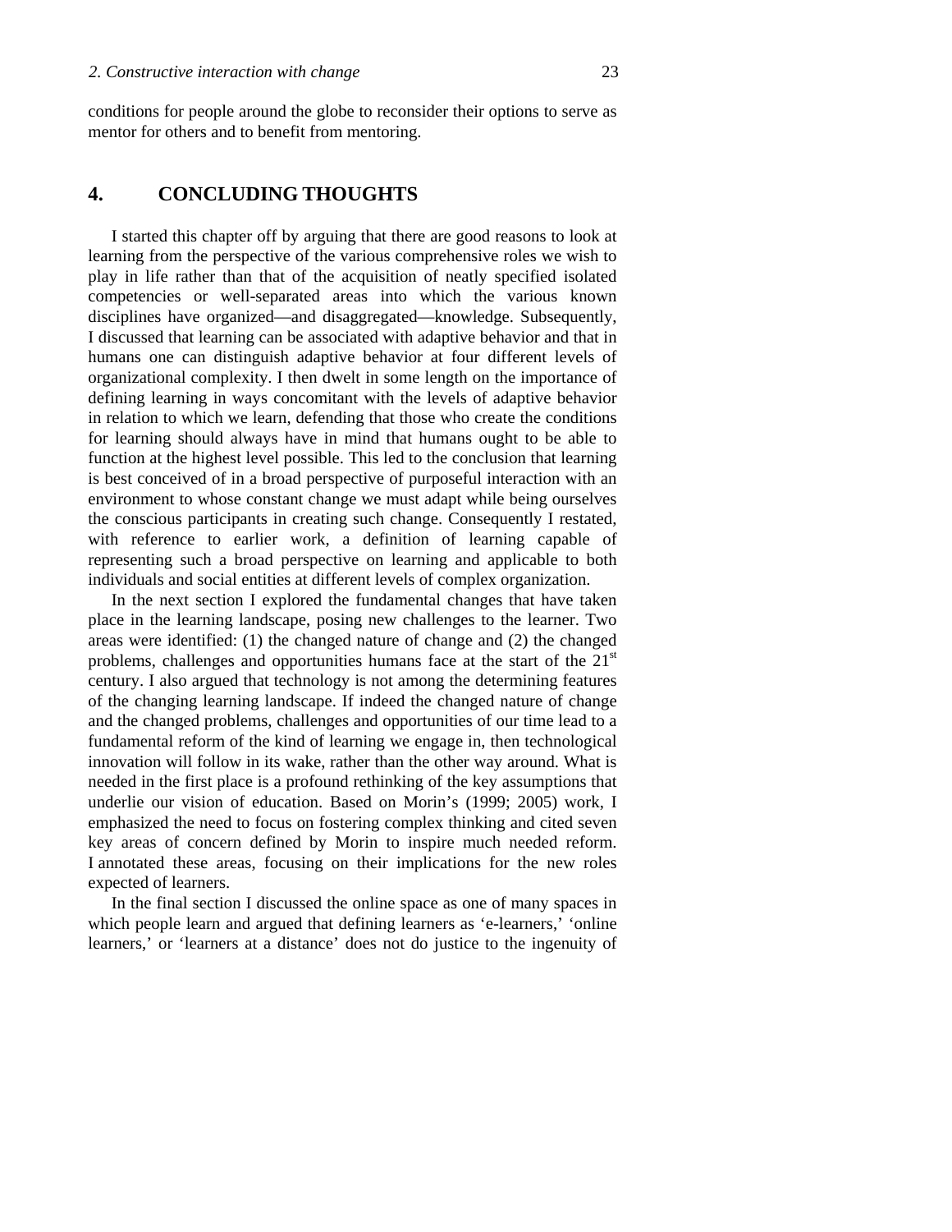conditions for people around the globe to reconsider their options to serve as mentor for others and to benefit from mentoring.

## 4. CONCLUDING THOUGHTS

I started this chapter off by arguing that there are good reasons to look at learning from the perspective of the various comprehensive roles we wish to play in life rather than that of the acquisition of neatly specified isolated competencies or well-separated areas into which the various known disciplines have organized—and disaggregated—knowledge. Subsequently, I discussed that learning can be associated with adaptive behavior and that in humans one can distinguish adaptive behavior at four different levels of organizational complexity. I then dwelt in some length on the importance of defining learning in ways concomitant with the levels of adaptive behavior in relation to which we learn, defending that those who create the conditions for learning should always have in mind that humans ought to be able to function at the highest level possible. This led to the conclusion that learning is best conceived of in a broad perspective of purposeful interaction with an environment to whose constant change we must adapt while being ourselves the conscious participants in creating such change. Consequently I restated, with reference to earlier work, a definition of learning capable of representing such a broad perspective on learning and applicable to both individuals and social entities at different levels of complex organization.

In the next section I explored the fundamental changes that have taken place in the learning landscape, posing new challenges to the learner. Two areas were identified: (1) the changed nature of change and (2) the changed problems, challenges and opportunities humans face at the start of the 21st century. I also argued that technology is not among the determining features of the changing learning landscape. If indeed the changed nature of change and the changed problems, challenges and opportunities of our time lead to a fundamental reform of the kind of learning we engage in, then technological innovation will follow in its wake, rather than the other way around. What is needed in the first place is a profound rethinking of the key assumptions that underlie our vision of education. Based on Morin's (1999; 2005) work, I emphasized the need to focus on fostering complex thinking and cited seven key areas of concern defined by Morin to inspire much needed reform. I annotated these areas, focusing on their implications for the new roles expected of learners.

In the final section I discussed the online space as one of many spaces in which people learn and argued that defining learners as 'e-learners,' 'online learners,' or 'learners at a distance' does not do justice to the ingenuity of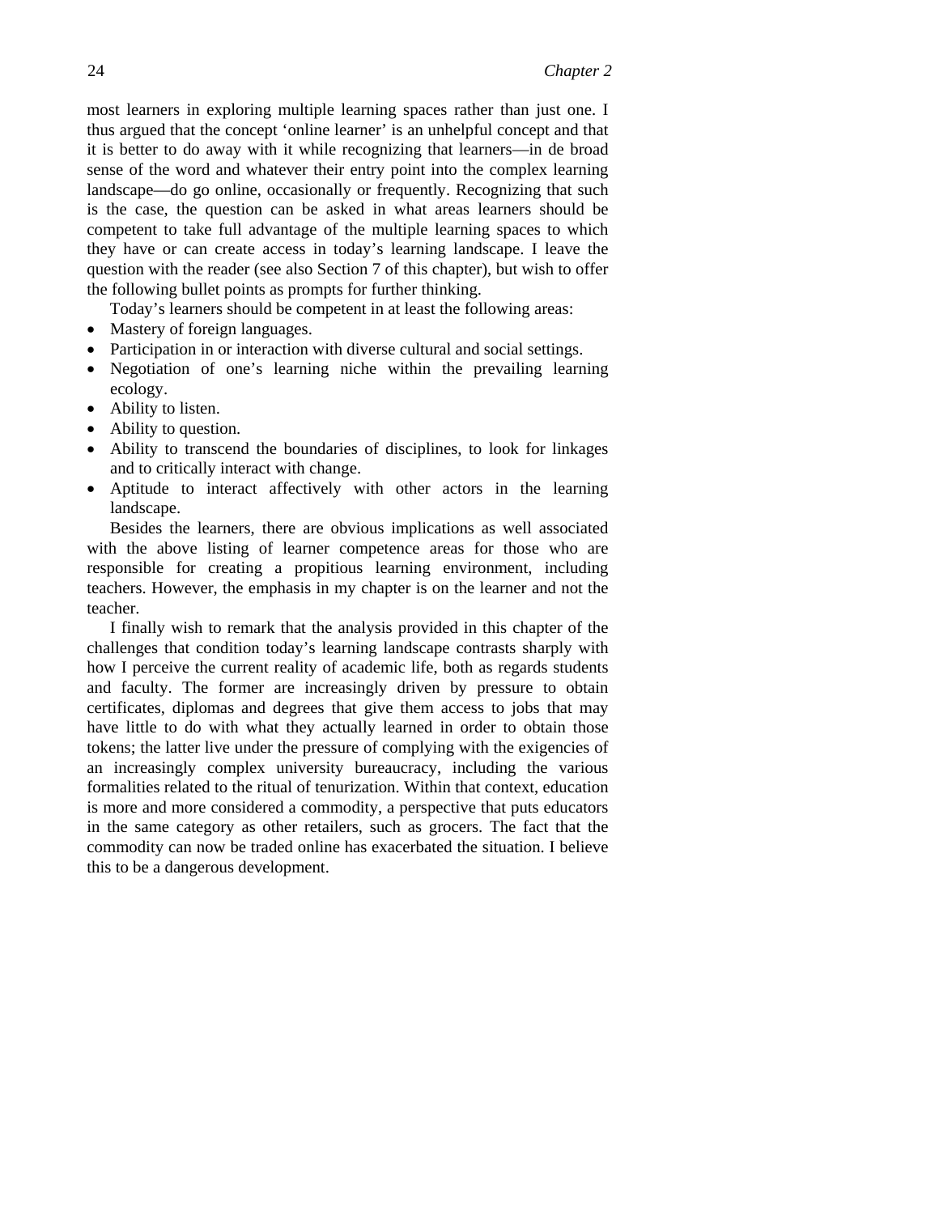most learners in exploring multiple learning spaces rather than just one. I thus argued that the concept 'online learner' is an unhelpful concept and that it is better to do away with it while recognizing that learners—in de broad sense of the word and whatever their entry point into the complex learning landscape—do go online, occasionally or frequently. Recognizing that such is the case, the question can be asked in what areas learners should be competent to take full advantage of the multiple learning spaces to which they have or can create access in today's learning landscape. I leave the question with the reader (see also Section 7 of this chapter), but wish to offer the following bullet points as prompts for further thinking.

Today's learners should be competent in at least the following areas:

- Mastery of foreign languages.
- Participation in or interaction with diverse cultural and social settings.
- Negotiation of one's learning niche within the prevailing learning ecology.
- Ability to listen.
- Ability to question.
- Ability to transcend the boundaries of disciplines, to look for linkages and to critically interact with change.
- Aptitude to interact affectively with other actors in the learning landscape.

Besides the learners, there are obvious implications as well associated with the above listing of learner competence areas for those who are responsible for creating a propitious learning environment, including teachers. However, the emphasis in my chapter is on the learner and not the teacher.

I finally wish to remark that the analysis provided in this chapter of the challenges that condition today's learning landscape contrasts sharply with how I perceive the current reality of academic life, both as regards students and faculty. The former are increasingly driven by pressure to obtain certificates, diplomas and degrees that give them access to jobs that may have little to do with what they actually learned in order to obtain those tokens; the latter live under the pressure of complying with the exigencies of an increasingly complex university bureaucracy, including the various formalities related to the ritual of tenurization. Within that context, education is more and more considered a commodity, a perspective that puts educators in the same category as other retailers, such as grocers. The fact that the commodity can now be traded online has exacerbated the situation. I believe this to be a dangerous development.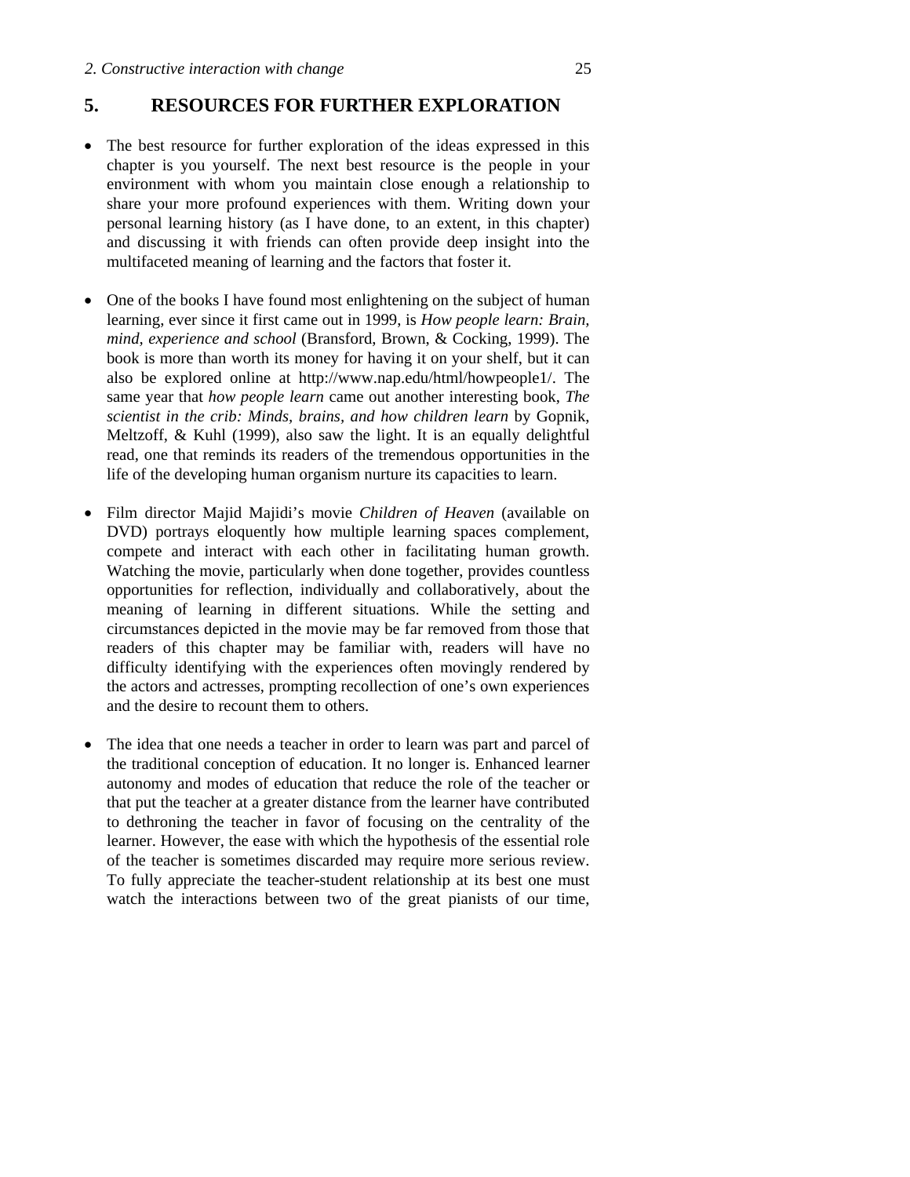## 5. RESOURCES FOR FURTHER EXPLORATION

- The best resource for further exploration of the ideas expressed in this chapter is you yourself. The next best resource is the people in your environment with whom you maintain close enough a relationship to share your more profound experiences with them. Writing down your personal learning history (as I have done, to an extent, in this chapter) and discussing it with friends can often provide deep insight into the multifaceted meaning of learning and the factors that foster it.

- One of the books I have found most enlightening on the subject of human learning, ever since it first came out in 1999, is *How people learn: Brain, mind, experience and school* (Bransford, Brown, & Cocking, 1999). The book is more than worth its money for having it on your shelf, but it can also be explored online at http://www.nap.edu/html/howpeople1/. The same year that *how people learn* came out another interesting book, *The scientist in the crib: Minds, brains, and how children learn* by Gopnik, Meltzoff, & Kuhl (1999), also saw the light. It is an equally delightful read, one that reminds its readers of the tremendous opportunities in the life of the developing human organism nurture its capacities to learn.

- Film director Majid Majidi's movie *Children of Heaven* (available on DVD) portrays eloquently how multiple learning spaces complement, compete and interact with each other in facilitating human growth. Watching the movie, particularly when done together, provides countless opportunities for reflection, individually and collaboratively, about the meaning of learning in different situations. While the setting and circumstances depicted in the movie may be far removed from those that readers of this chapter may be familiar with, readers will have no difficulty identifying with the experiences often movingly rendered by the actors and actresses, prompting recollection of one's own experiences and the desire to recount them to others.

- The idea that one needs a teacher in order to learn was part and parcel of the traditional conception of education. It no longer is. Enhanced learner autonomy and modes of education that reduce the role of the teacher or that put the teacher at a greater distance from the learner have contributed to dethroning the teacher in favor of focusing on the centrality of the learner. However, the ease with which the hypothesis of the essential role of the teacher is sometimes discarded may require more serious review. To fully appreciate the teacher-student relationship at its best one must watch the interactions between two of the great pianists of our time,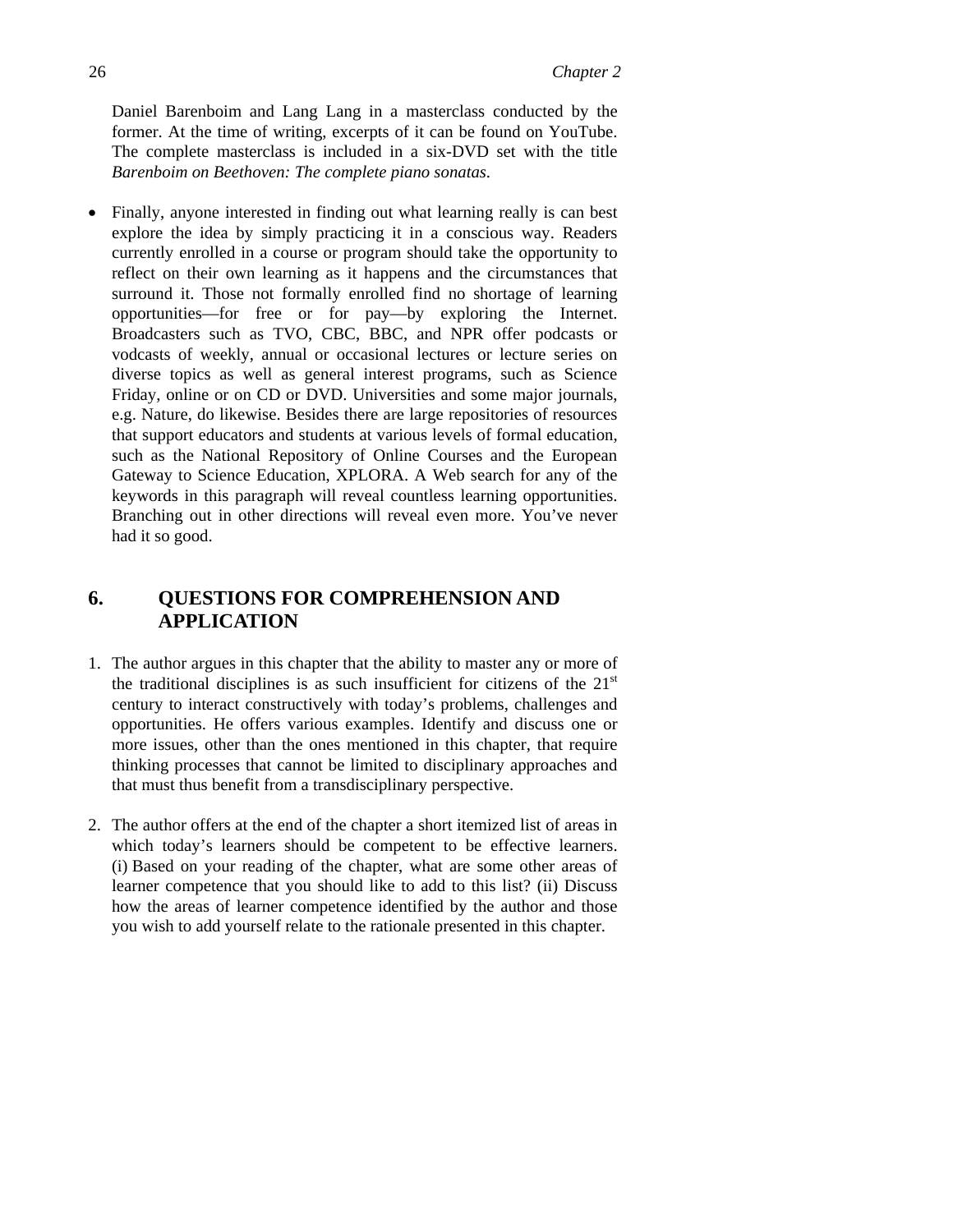Daniel Barenboim and Lang Lang in a masterclass conducted by the former. At the time of writing, excerpts of it can be found on YouTube. The complete masterclass is included in a six-DVD set with the title *Barenboim on Beethoven: The complete piano sonatas*.

- Finally, anyone interested in finding out what learning really is can best explore the idea by simply practicing it in a conscious way. Readers currently enrolled in a course or program should take the opportunity to reflect on their own learning as it happens and the circumstances that surround it. Those not formally enrolled find no shortage of learning opportunities—for free or for pay—by exploring the Internet. Broadcasters such as TVO, CBC, BBC, and NPR offer podcasts or vodcasts of weekly, annual or occasional lectures or lecture series on diverse topics as well as general interest programs, such as Science Friday, online or on CD or DVD. Universities and some major journals, e.g. Nature, do likewise. Besides there are large repositories of resources that support educators and students at various levels of formal education, such as the National Repository of Online Courses and the European Gateway to Science Education, XPLORA. A Web search for any of the keywords in this paragraph will reveal countless learning opportunities. Branching out in other directions will reveal even more. You've never had it so good.

## 6. QUESTIONS FOR COMPREHENSION AND APPLICATION

1. The author argues in this chapter that the ability to master any or more of the traditional disciplines is as such insufficient for citizens of the 21st century to interact constructively with today's problems, challenges and opportunities. He offers various examples. Identify and discuss one or more issues, other than the ones mentioned in this chapter, that require thinking processes that cannot be limited to disciplinary approaches and that must thus benefit from a transdisciplinary perspective.

2. The author offers at the end of the chapter a short itemized list of areas in which today's learners should be competent to be effective learners. (i) Based on your reading of the chapter, what are some other areas of learner competence that you should like to add to this list? (ii) Discuss how the areas of learner competence identified by the author and those you wish to add yourself relate to the rationale presented in this chapter.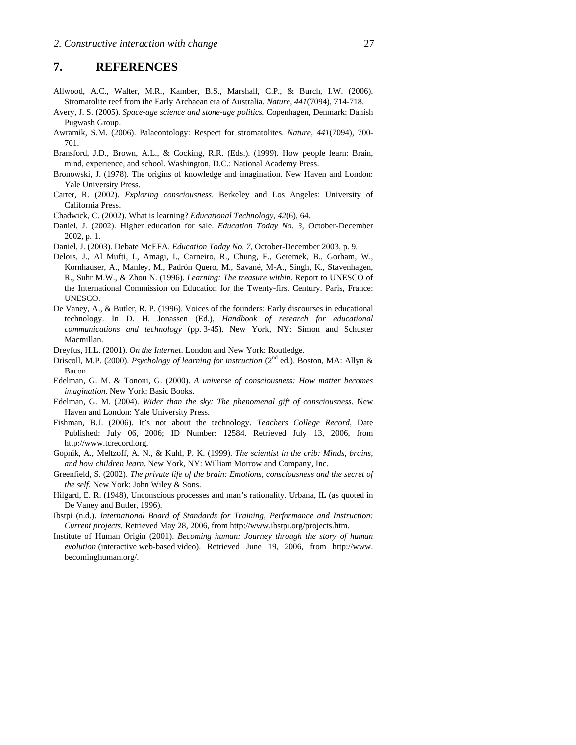## 7. REFERENCES

Allwood, A.C., Walter, M.R., Kamber, B.S., Marshall, C.P., & Burch, I.W. (2006). Stromatolite reef from the Early Archaean era of Australia. *Nature*, *441*(7094), 714-718.

Avery, J. S. (2005). *Space-age science and stone-age politics.* Copenhagen, Denmark: Danish Pugwash Group.

Awramik, S.M. (2006). Palaeontology: Respect for stromatolites. *Nature*, *441*(7094), 700-701.

Bransford, J.D., Brown, A.L., & Cocking, R.R. (Eds.). (1999). How people learn: Brain, mind, experience, and school. Washington, D.C.: National Academy Press.

Bronowski, J. (1978). The origins of knowledge and imagination. New Haven and London: Yale University Press.

Carter, R. (2002). *Exploring consciousness*. Berkeley and Los Angeles: University of California Press.

Chadwick, C. (2002). What is learning? *Educational Technology*, *42*(6), 64.

Daniel, J. (2002). Higher education for sale. *Education Today No. 3*, October-December 2002, p. 1.

Daniel, J. (2003). Debate McEFA. *Education Today No. 7*, October-December 2003, p. 9.

Delors, J., Al Mufti, I., Amagi, I., Carneiro, R., Chung, F., Geremek, B., Gorham, W., Kornhauser, A., Manley, M., Padrón Quero, M., Savané, M-A., Singh, K., Stavenhagen, R., Suhr M.W., & Zhou N. (1996). *Learning: The treasure within*. Report to UNESCO of the International Commission on Education for the Twenty-first Century. Paris, France: UNESCO.

De Vaney, A., & Butler, R. P. (1996). Voices of the founders: Early discourses in educational technology. In D. H. Jonassen (Ed.), *Handbook of research for educational communications and technology* (pp. 3-45). New York, NY: Simon and Schuster Macmillan.

Dreyfus, H.L. (2001). *On the Internet*. London and New York: Routledge.

Driscoll, M.P. (2000). *Psychology of learning for instruction* (2nd ed.). Boston, MA: Allyn & Bacon.

Edelman, G. M. & Tononi, G. (2000). *A universe of consciousness: How matter becomes imagination*. New York: Basic Books.

Edelman, G. M. (2004). *Wider than the sky: The phenomenal gift of consciousness*. New Haven and London: Yale University Press.

Fishman, B.J. (2006). It's not about the technology. *Teachers College Record*, Date Published: July 06, 2006; ID Number: 12584. Retrieved July 13, 2006, from http://www.tcrecord.org.

Gopnik, A., Meltzoff, A. N., & Kuhl, P. K. (1999). *The scientist in the crib: Minds, brains, and how children learn*. New York, NY: William Morrow and Company, Inc.

Greenfield, S. (2002). *The private life of the brain: Emotions, consciousness and the secret of the self*. New York: John Wiley & Sons.

Hilgard, E. R. (1948), Unconscious processes and man's rationality. Urbana, IL (as quoted in De Vaney and Butler, 1996).

Ibstpi (n.d.). *International Board of Standards for Training, Performance and Instruction: Current projects.* Retrieved May 28, 2006, from http://www.ibstpi.org/projects.htm.

Institute of Human Origin (2001). *Becoming human: Journey through the story of human evolution* (interactive web-based video). Retrieved June 19, 2006, from http://www.becominghuman.org/.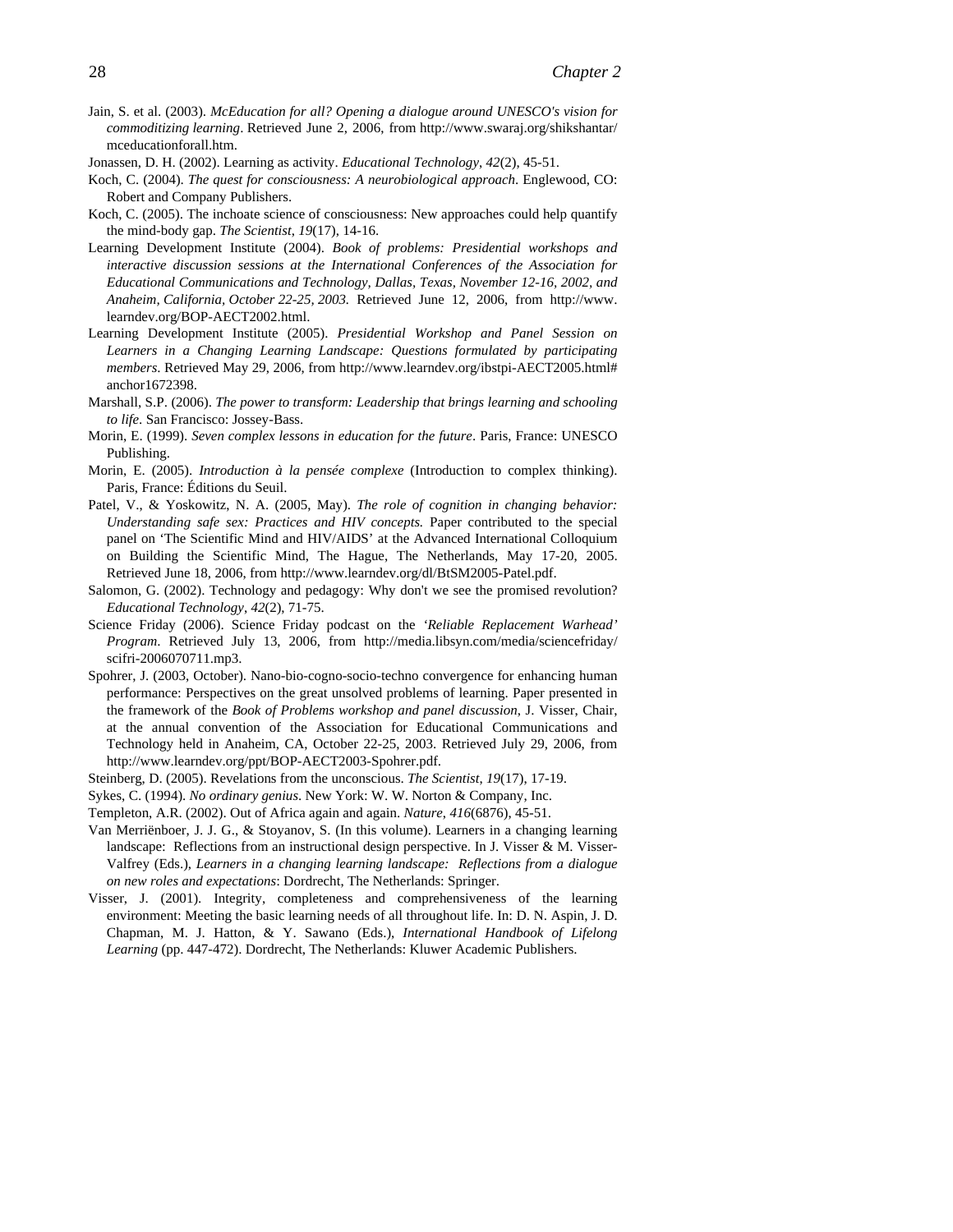Jain, S. et al. (2003). *McEducation for all? Opening a dialogue around UNESCO's vision for commoditizing learning*. Retrieved June 2, 2006, from http://www.swaraj.org/shikshantar/mceducationforall.htm.

Jonassen, D. H. (2002). Learning as activity. *Educational Technology*, *42*(2), 45-51.

Koch, C. (2004). *The quest for consciousness: A neurobiological approach*. Englewood, CO: Robert and Company Publishers.

Koch, C. (2005). The inchoate science of consciousness: New approaches could help quantify the mind-body gap. *The Scientist*, *19*(17), 14-16.

Learning Development Institute (2004). *Book of problems: Presidential workshops and interactive discussion sessions at the International Conferences of the Association for Educational Communications and Technology, Dallas, Texas, November 12-16, 2002, and Anaheim, California, October 22-25, 2003.* Retrieved June 12, 2006, from http://www.learndev.org/BOP-AECT2002.html.

Learning Development Institute (2005). *Presidential Workshop and Panel Session on Learners in a Changing Learning Landscape: Questions formulated by participating members*. Retrieved May 29, 2006, from http://www.learndev.org/ibstpi-AECT2005.html#anchor1672398.

Marshall, S.P. (2006). *The power to transform: Leadership that brings learning and schooling to life*. San Francisco: Jossey-Bass.

Morin, E. (1999). *Seven complex lessons in education for the future*. Paris, France: UNESCO Publishing.

Morin, E. (2005). *Introduction à la pensée complexe* (Introduction to complex thinking). Paris, France: Éditions du Seuil.

Patel, V., & Yoskowitz, N. A. (2005, May). *The role of cognition in changing behavior: Understanding safe sex: Practices and HIV concepts.* Paper contributed to the special panel on 'The Scientific Mind and HIV/AIDS' at the Advanced International Colloquium on Building the Scientific Mind, The Hague, The Netherlands, May 17-20, 2005. Retrieved June 18, 2006, from http://www.learndev.org/dl/BtSM2005-Patel.pdf.

Salomon, G. (2002). Technology and pedagogy: Why don't we see the promised revolution? *Educational Technology*, *42*(2), 71-75.

Science Friday (2006). Science Friday podcast on the *'Reliable Replacement Warhead' Program*. Retrieved July 13, 2006, from http://media.libsyn.com/media/sciencefriday/scifri-2006070711.mp3.

Spohrer, J. (2003, October). Nano-bio-cogno-socio-techno convergence for enhancing human performance: Perspectives on the great unsolved problems of learning. Paper presented in the framework of the *Book of Problems workshop and panel discussion*, J. Visser, Chair, at the annual convention of the Association for Educational Communications and Technology held in Anaheim, CA, October 22-25, 2003. Retrieved July 29, 2006, from http://www.learndev.org/ppt/BOP-AECT2003-Spohrer.pdf.

Steinberg, D. (2005). Revelations from the unconscious. *The Scientist*, *19*(17), 17-19.

Sykes, C. (1994). *No ordinary genius*. New York: W. W. Norton & Company, Inc.

Templeton, A.R. (2002). Out of Africa again and again. *Nature*, *416*(6876), 45-51.

Van Merriënboer, J. J. G., & Stoyanov, S. (In this volume). Learners in a changing learning landscape: Reflections from an instructional design perspective. In J. Visser & M. Visser-Valfrey (Eds.), *Learners in a changing learning landscape: Reflections from a dialogue on new roles and expectations*: Dordrecht, The Netherlands: Springer.

Visser, J. (2001). Integrity, completeness and comprehensiveness of the learning environment: Meeting the basic learning needs of all throughout life. In: D. N. Aspin, J. D. Chapman, M. J. Hatton, & Y. Sawano (Eds.), *International Handbook of Lifelong Learning* (pp. 447-472). Dordrecht, The Netherlands: Kluwer Academic Publishers.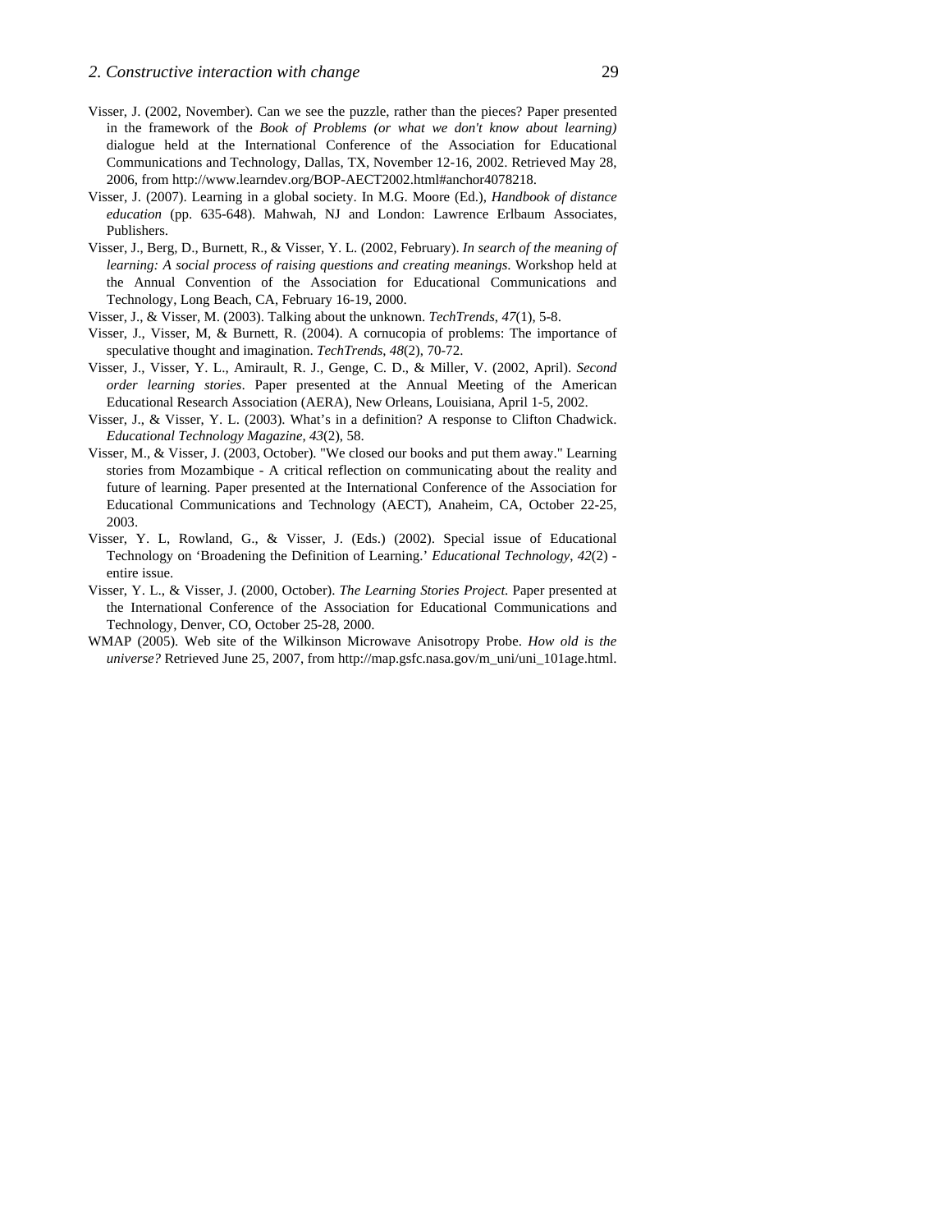Visser, J. (2002, November). Can we see the puzzle, rather than the pieces? Paper presented in the framework of the *Book of Problems (or what we don't know about learning)* dialogue held at the International Conference of the Association for Educational Communications and Technology, Dallas, TX, November 12-16, 2002. Retrieved May 28, 2006, from http://www.learndev.org/BOP-AECT2002.html#anchor4078218.

Visser, J. (2007). Learning in a global society. In M.G. Moore (Ed.), *Handbook of distance education* (pp. 635-648). Mahwah, NJ and London: Lawrence Erlbaum Associates, Publishers.

Visser, J., Berg, D., Burnett, R., & Visser, Y. L. (2002, February). *In search of the meaning of learning: A social process of raising questions and creating meanings.* Workshop held at the Annual Convention of the Association for Educational Communications and Technology, Long Beach, CA, February 16-19, 2000.

Visser, J., & Visser, M. (2003). Talking about the unknown. *TechTrends, 47*(1), 5-8.

Visser, J., Visser, M, & Burnett, R. (2004). A cornucopia of problems: The importance of speculative thought and imagination. *TechTrends, 48*(2), 70-72.

Visser, J., Visser, Y. L., Amirault, R. J., Genge, C. D., & Miller, V. (2002, April). *Second order learning stories*. Paper presented at the Annual Meeting of the American Educational Research Association (AERA), New Orleans, Louisiana, April 1-5, 2002.

Visser, J., & Visser, Y. L. (2003). What's in a definition? A response to Clifton Chadwick. *Educational Technology Magazine, 43*(2), 58.

Visser, M., & Visser, J. (2003, October). "We closed our books and put them away." Learning stories from Mozambique - A critical reflection on communicating about the reality and future of learning. Paper presented at the International Conference of the Association for Educational Communications and Technology (AECT), Anaheim, CA, October 22-25, 2003.

Visser, Y. L, Rowland, G., & Visser, J. (Eds.) (2002). Special issue of Educational Technology on 'Broadening the Definition of Learning.' *Educational Technology, 42*(2) - entire issue.

Visser, Y. L., & Visser, J. (2000, October). *The Learning Stories Project.* Paper presented at the International Conference of the Association for Educational Communications and Technology, Denver, CO, October 25-28, 2000.

WMAP (2005). Web site of the Wilkinson Microwave Anisotropy Probe. *How old is the universe?* Retrieved June 25, 2007, from http://map.gsfc.nasa.gov/m_uni/uni_101age.html.